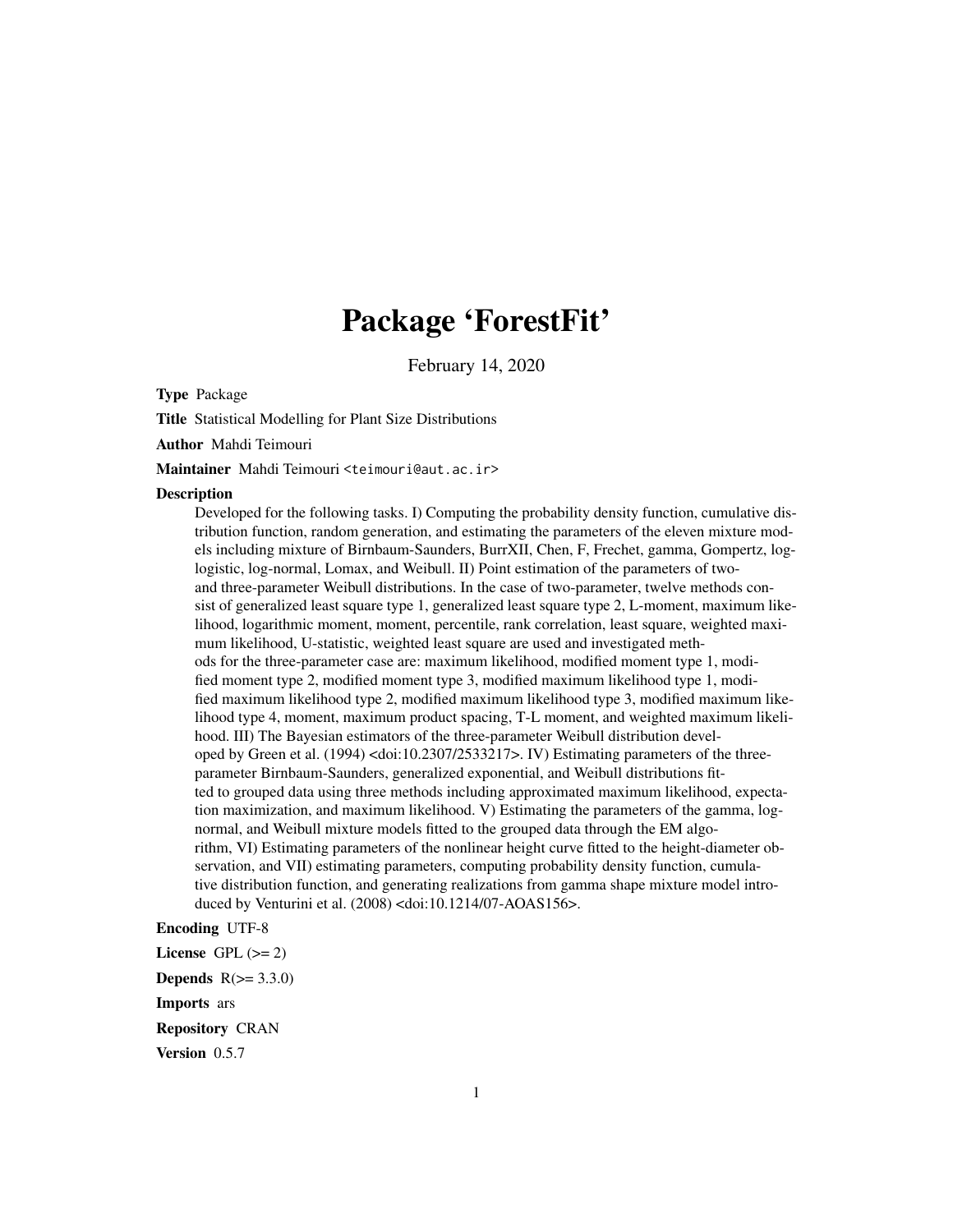# Package 'ForestFit'

February 14, 2020

**Type** Package

**Title** Statistical Modelling for Plant Size Distributions

**Author** Mahdi Teimouri

**Maintainer** Mahdi Teimouri <teimouri@aut.ac.ir>

**Description**

Developed for the following tasks. I) Computing the probability density function, cumulative distribution function, random generation, and estimating the parameters of the eleven mixture models including mixture of Birnbaum-Saunders, BurrXII, Chen, F, Frechet, gamma, Gompertz, log-logistic, log-normal, Lomax, and Weibull. II) Point estimation of the parameters of two- and three-parameter Weibull distributions. In the case of two-parameter, twelve methods consist of generalized least square type 1, generalized least square type 2, L-moment, maximum likelihood, logarithmic moment, moment, percentile, rank correlation, least square, weighted maximum likelihood, U-statistic, weighted least square are used and investigated methods for the three-parameter case are: maximum likelihood, modified moment type 1, modified moment type 2, modified moment type 3, modified maximum likelihood type 1, modified maximum likelihood type 2, modified maximum likelihood type 3, modified maximum likelihood type 4, moment, maximum product spacing, T-L moment, and weighted maximum likelihood. III) The Bayesian estimators of the three-parameter Weibull distribution developed by Green et al. (1994) <doi:10.2307/2533217>. IV) Estimating parameters of the three-parameter Birnbaum-Saunders, generalized exponential, and Weibull distributions fitted to grouped data using three methods including approximated maximum likelihood, expectation maximization, and maximum likelihood. V) Estimating the parameters of the gamma, log-normal, and Weibull mixture models fitted to the grouped data through the EM algorithm, VI) Estimating parameters of the nonlinear height curve fitted to the height-diameter observation, and VII) estimating parameters, computing probability density function, cumulative distribution function, and generating realizations from gamma shape mixture model introduced by Venturini et al. (2008) <doi:10.1214/07-AOAS156>.

**Encoding** UTF-8

**License** GPL (>= 2)

**Depends** R(>= 3.3.0)

**Imports** ars

**Repository** CRAN

**Version** 0.5.7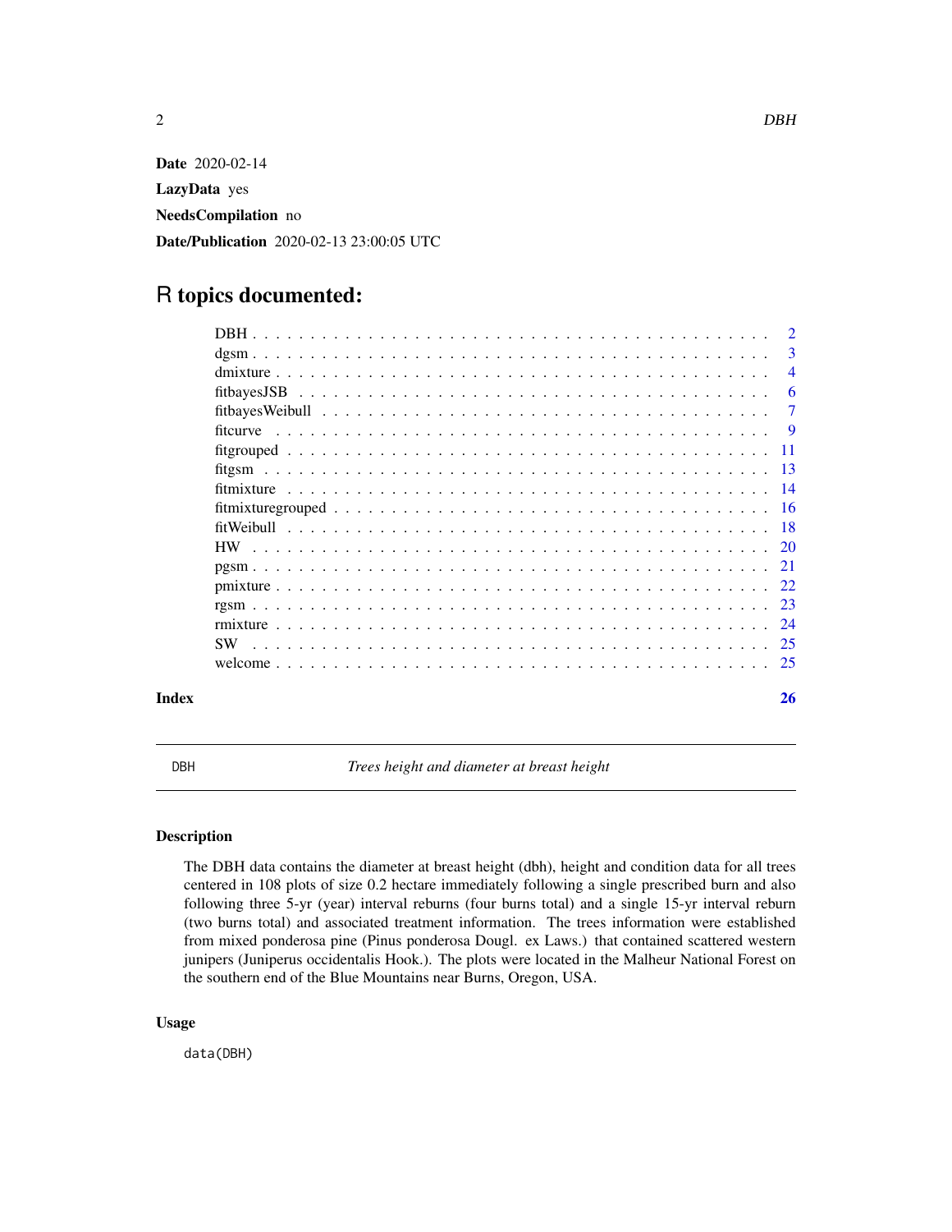**Date** 2020-02-14

**LazyData** yes

**NeedsCompilation** no

**Date/Publication** 2020-02-13 23:00:05 UTC

# R topics documented:

| | |
|---|---|
| DBH | 2 |
| dgsm | 3 |
| dmixture | 4 |
| fitbayesJSB | 6 |
| fitbayesWeibull | 7 |
| fitcurve | 9 |
| fitgrouped | 11 |
| fitgsm | 13 |
| fitmixture | 14 |
| fitmixturegrouped | 16 |
| fitWeibull | 18 |
| HW | 20 |
| pgsm | 21 |
| pmixture | 22 |
| rgsm | 23 |
| rmixture | 24 |
| SW | 25 |
| welcome | 25 |
| **Index** | **26** |

---

DBH *Trees height and diameter at breast height*

---

### Description

The DBH data contains the diameter at breast height (dbh), height and condition data for all trees centered in 108 plots of size 0.2 hectare immediately following a single prescribed burn and also following three 5-yr (year) interval reburns (four burns total) and a single 15-yr interval reburn (two burns total) and associated treatment information. The trees information were established from mixed ponderosa pine (Pinus ponderosa Dougl. ex Laws.) that contained scattered western junipers (Juniperus occidentalis Hook.). The plots were located in the Malheur National Forest on the southern end of the Blue Mountains near Burns, Oregon, USA.

### Usage

```
data(DBH)
```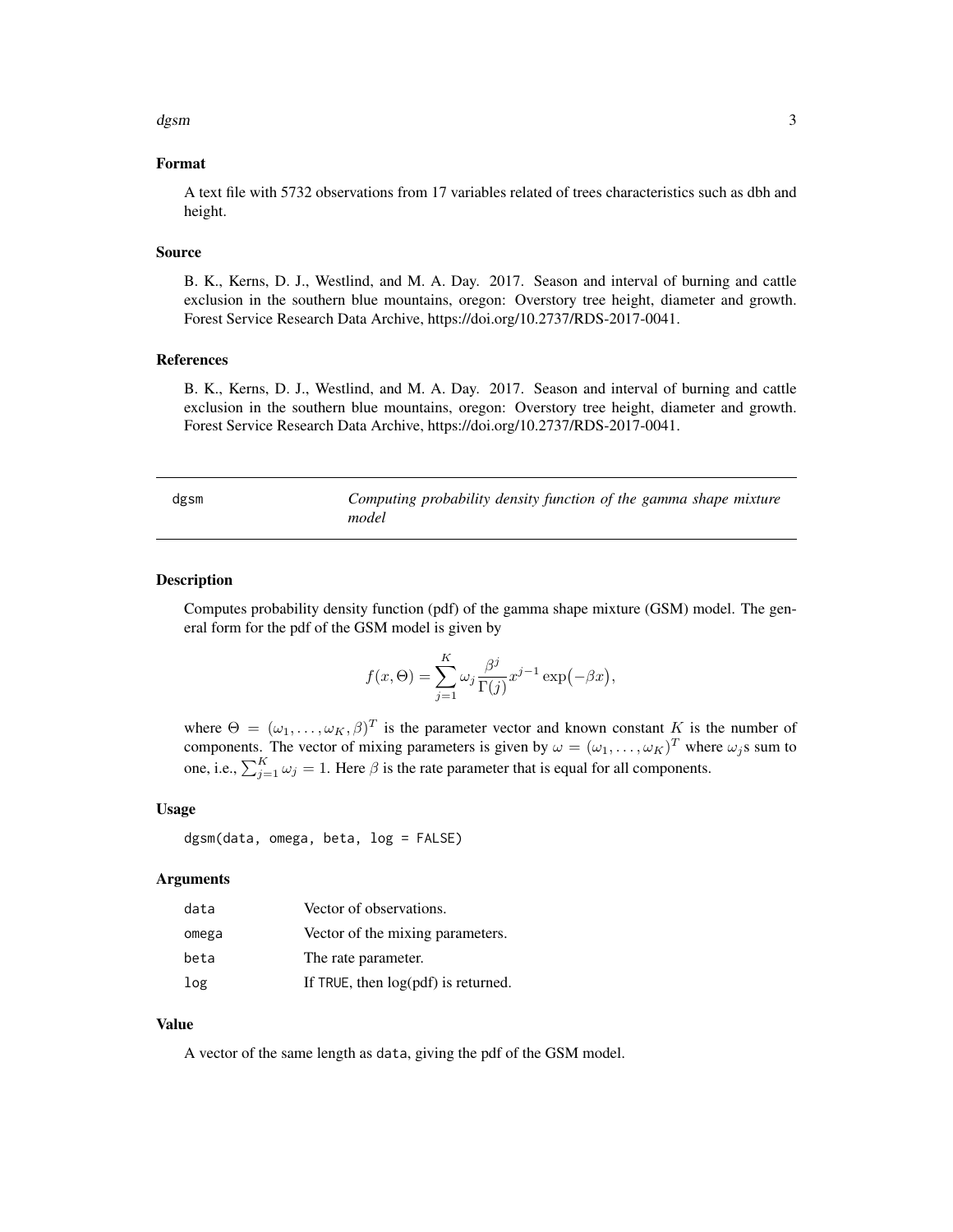### Format

A text file with 5732 observations from 17 variables related of trees characteristics such as dbh and height.

### Source

B. K., Kerns, D. J., Westlind, and M. A. Day. 2017. Season and interval of burning and cattle exclusion in the southern blue mountains, oregon: Overstory tree height, diameter and growth. Forest Service Research Data Archive, https://doi.org/10.2737/RDS-2017-0041.

### References

B. K., Kerns, D. J., Westlind, and M. A. Day. 2017. Season and interval of burning and cattle exclusion in the southern blue mountains, oregon: Overstory tree height, diameter and growth. Forest Service Research Data Archive, https://doi.org/10.2737/RDS-2017-0041.

---

## dgsm — *Computing probability density function of the gamma shape mixture model*

---

### Description

Computes probability density function (pdf) of the gamma shape mixture (GSM) model. The general form for the pdf of the GSM model is given by

$$f(x, \Theta) = \sum_{j=1}^{K} \omega_j \frac{\beta^j}{\Gamma(j)} x^{j-1} \exp\bigl(-\beta x\bigr),$$

where $\Theta = (\omega_1, \ldots, \omega_K, \beta)^T$ is the parameter vector and known constant $K$ is the number of components. The vector of mixing parameters is given by $\omega = (\omega_1, \ldots, \omega_K)^T$ where $\omega_j$s sum to one, i.e., $\sum_{j=1}^{K} \omega_j = 1$. Here $\beta$ is the rate parameter that is equal for all components.

### Usage

```
dgsm(data, omega, beta, log = FALSE)
```

### Arguments

| | |
|---|---|
| data | Vector of observations. |
| omega | Vector of the mixing parameters. |
| beta | The rate parameter. |
| log | If TRUE, then log(pdf) is returned. |

### Value

A vector of the same length as data, giving the pdf of the GSM model.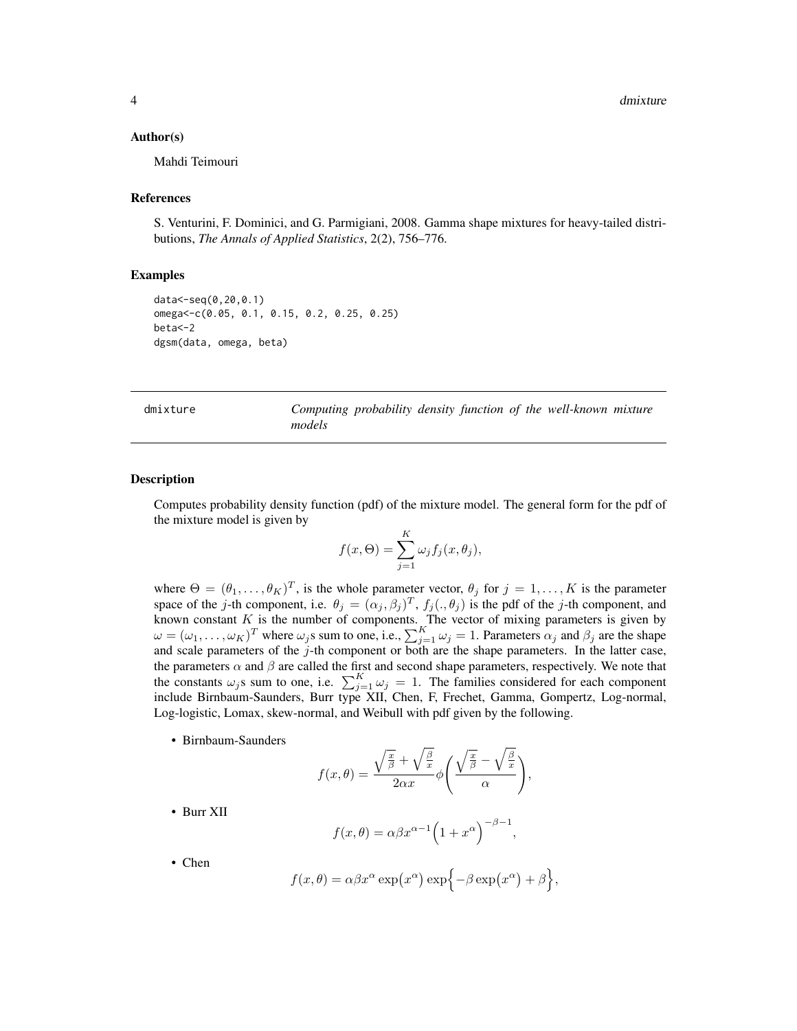### Author(s)

Mahdi Teimouri

### References

S. Venturini, F. Dominici, and G. Parmigiani, 2008. Gamma shape mixtures for heavy-tailed distributions, *The Annals of Applied Statistics*, 2(2), 756–776.

### Examples

```
data<-seq(0,20,0.1)
omega<-c(0.05, 0.1, 0.15, 0.2, 0.25, 0.25)
beta<-2
dgsm(data, omega, beta)
```

---

## dmixture — *Computing probability density function of the well-known mixture models*

---

### Description

Computes probability density function (pdf) of the mixture model. The general form for the pdf of the mixture model is given by

$$f(x,\Theta) = \sum_{j=1}^{K} \omega_j f_j(x,\theta_j),$$

where $\Theta = (\theta_1, \dots, \theta_K)^T$, is the whole parameter vector, $\theta_j$ for $j = 1, \dots, K$ is the parameter space of the $j$-th component, i.e. $\theta_j = (\alpha_j, \beta_j)^T$, $f_j(.,\theta_j)$ is the pdf of the $j$-th component, and known constant $K$ is the number of components. The vector of mixing parameters is given by $\omega = (\omega_1, \dots, \omega_K)^T$ where $\omega_j$s sum to one, i.e., $\sum_{j=1}^{K} \omega_j = 1$. Parameters $\alpha_j$ and $\beta_j$ are the shape and scale parameters of the $j$-th component or both are the shape parameters. In the latter case, the parameters $\alpha$ and $\beta$ are called the first and second shape parameters, respectively. We note that the constants $\omega_j$s sum to one, i.e. $\sum_{j=1}^{K} \omega_j = 1$. The families considered for each component include Birnbaum-Saunders, Burr type XII, Chen, F, Frechet, Gamma, Gompertz, Log-normal, Log-logistic, Lomax, skew-normal, and Weibull with pdf given by the following.

- Birnbaum-Saunders

$$f(x,\theta) = \frac{\sqrt{\frac{x}{\beta}} + \sqrt{\frac{\beta}{x}}}{2\alpha x} \phi\left(\frac{\sqrt{\frac{x}{\beta}} - \sqrt{\frac{\beta}{x}}}{\alpha}\right),$$

- Burr XII

$$f(x,\theta) = \alpha\beta x^{\alpha-1}\Bigl(1 + x^{\alpha}\Bigr)^{-\beta-1},$$

- Chen

$$f(x,\theta) = \alpha\beta x^{\alpha} \exp\bigl(x^{\alpha}\bigr) \exp\Bigl\{-\beta \exp\bigl(x^{\alpha}\bigr) + \beta\Bigr\},$$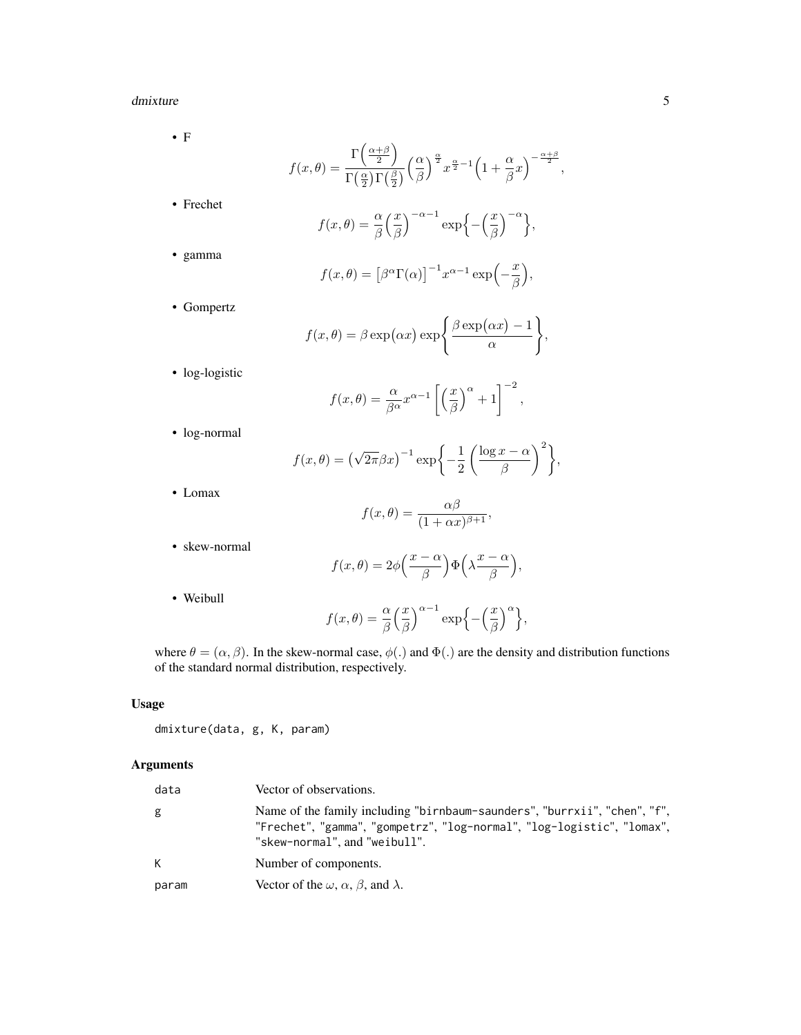- F

$$f(x,\theta) = \frac{\Gamma\Big(\frac{\alpha+\beta}{2}\Big)}{\Gamma\big(\frac{\alpha}{2}\big)\Gamma\big(\frac{\beta}{2}\big)}\Big(\frac{\alpha}{\beta}\Big)^{\frac{\alpha}{2}} x^{\frac{\alpha}{2}-1}\Big(1+\frac{\alpha}{\beta}x\Big)^{-\frac{\alpha+\beta}{2}},$$

- Frechet

$$f(x,\theta) = \frac{\alpha}{\beta}\Big(\frac{x}{\beta}\Big)^{-\alpha-1}\exp\Big\{-\Big(\frac{x}{\beta}\Big)^{-\alpha}\Big\},$$

- gamma

$$f(x,\theta) = \big[\beta^{\alpha}\Gamma(\alpha)\big]^{-1}x^{\alpha-1}\exp\Big(-\frac{x}{\beta}\Big),$$

- Gompertz

$$f(x,\theta) = \beta\exp\big(\alpha x\big)\exp\left\{\frac{\beta\exp\big(\alpha x\big)-1}{\alpha}\right\},$$

- log-logistic

$$f(x,\theta) = \frac{\alpha}{\beta^{\alpha}}x^{\alpha-1}\left[\Big(\frac{x}{\beta}\Big)^{\alpha}+1\right]^{-2},$$

- log-normal

$$f(x,\theta) = \big(\sqrt{2\pi}\beta x\big)^{-1}\exp\left\{-\frac{1}{2}\left(\frac{\log x-\alpha}{\beta}\right)^{2}\right\},$$

- Lomax

$$f(x,\theta) = \frac{\alpha\beta}{(1+\alpha x)^{\beta+1}},$$

- skew-normal

$$f(x,\theta) = 2\phi\Big(\frac{x-\alpha}{\beta}\Big)\Phi\Big(\lambda\frac{x-\alpha}{\beta}\Big),$$

- Weibull

$$f(x,\theta) = \frac{\alpha}{\beta}\Big(\frac{x}{\beta}\Big)^{\alpha-1}\exp\Big\{-\Big(\frac{x}{\beta}\Big)^{\alpha}\Big\},$$

where $\theta = (\alpha, \beta)$. In the skew-normal case, $\phi(.)$ and $\Phi(.)$ are the density and distribution functions of the standard normal distribution, respectively.

## Usage

```
dmixture(data, g, K, param)
```

## Arguments

| | |
|---|---|
| data | Vector of observations. |
| g | Name of the family including "birnbaum-saunders", "burrxii", "chen", "f", "Frechet", "gamma", "gompetrz", "log-normal", "log-logistic", "lomax", "skew-normal", and "weibull". |
| K | Number of components. |
| param | Vector of the $\omega$, $\alpha$, $\beta$, and $\lambda$. |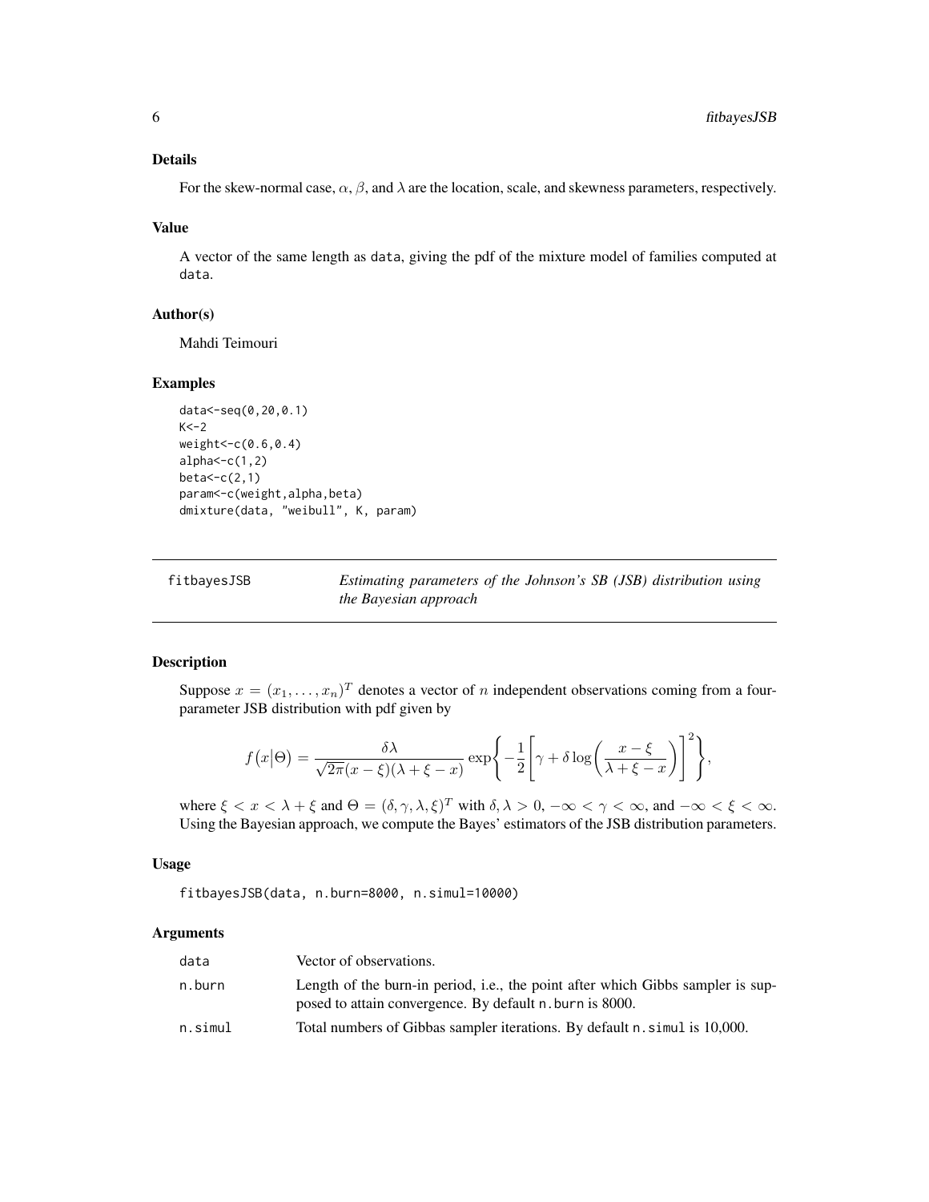### Details

For the skew-normal case, $\alpha$, $\beta$, and $\lambda$ are the location, scale, and skewness parameters, respectively.

### Value

A vector of the same length as data, giving the pdf of the mixture model of families computed at data.

### Author(s)

Mahdi Teimouri

### Examples

```
data<-seq(0,20,0.1)
K<-2
weight<-c(0.6,0.4)
alpha<-c(1,2)
beta<-c(2,1)
param<-c(weight,alpha,beta)
dmixture(data, "weibull", K, param)
```

---

## fitbayesJSB — *Estimating parameters of the Johnson's SB (JSB) distribution using the Bayesian approach*

---

### Description

Suppose $x = (x_1, \ldots, x_n)^T$ denotes a vector of $n$ independent observations coming from a four-parameter JSB distribution with pdf given by

$$f\left(x\middle|\Theta\right) = \frac{\delta\lambda}{\sqrt{2\pi}(x-\xi)(\lambda+\xi-x)} \exp\left\{-\frac{1}{2}\left[\gamma + \delta \log\left(\frac{x-\xi}{\lambda+\xi-x}\right)\right]^2\right\},$$

where $\xi < x < \lambda + \xi$ and $\Theta = (\delta, \gamma, \lambda, \xi)^T$ with $\delta, \lambda > 0$, $-\infty < \gamma < \infty$, and $-\infty < \xi < \infty$. Using the Bayesian approach, we compute the Bayes' estimators of the JSB distribution parameters.

### Usage

```
fitbayesJSB(data, n.burn=8000, n.simul=10000)
```

### Arguments

| | |
|---|---|
| data | Vector of observations. |
| n.burn | Length of the burn-in period, i.e., the point after which Gibbs sampler is supposed to attain convergence. By default n.burn is 8000. |
| n.simul | Total numbers of Gibbas sampler iterations. By default n.simul is 10,000. |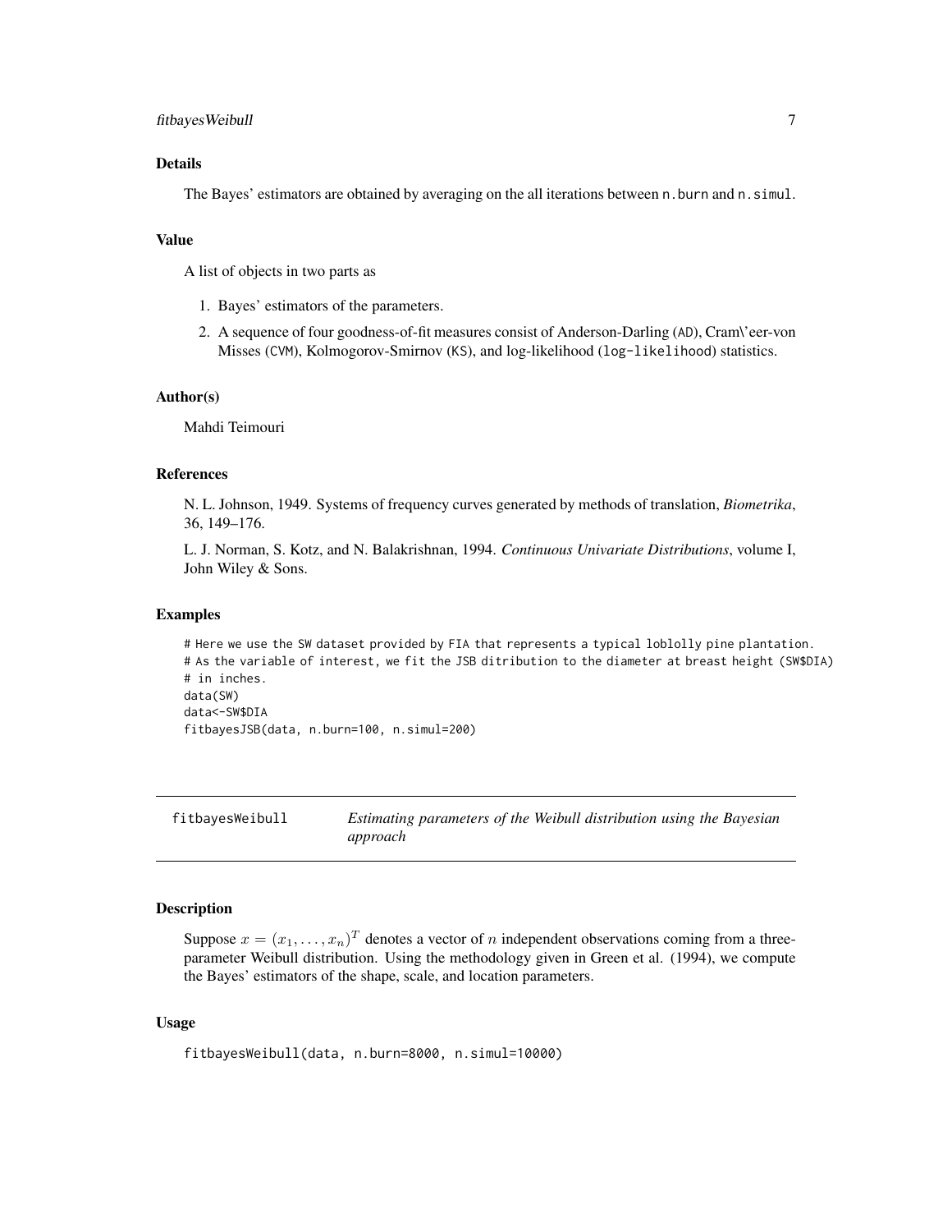### Details

The Bayes' estimators are obtained by averaging on the all iterations between `n.burn` and `n.simul`.

### Value

A list of objects in two parts as

1. Bayes' estimators of the parameters.
2. A sequence of four goodness-of-fit measures consist of Anderson-Darling (`AD`), Cram\'eer-von Misses (`CVM`), Kolmogorov-Smirnov (`KS`), and log-likelihood (`log-likelihood`) statistics.

### Author(s)

Mahdi Teimouri

### References

N. L. Johnson, 1949. Systems of frequency curves generated by methods of translation, *Biometrika*, 36, 149–176.

L. J. Norman, S. Kotz, and N. Balakrishnan, 1994. *Continuous Univariate Distributions*, volume I, John Wiley & Sons.

### Examples

```
# Here we use the SW dataset provided by FIA that represents a typical loblolly pine plantation.
# As the variable of interest, we fit the JSB ditribution to the diameter at breast height (SW$DIA)
# in inches.
data(SW)
data<-SW$DIA
fitbayesJSB(data, n.burn=100, n.simul=200)
```

---

## fitbayesWeibull — *Estimating parameters of the Weibull distribution using the Bayesian approach*

---

### Description

Suppose $x = (x_1, \ldots, x_n)^T$ denotes a vector of $n$ independent observations coming from a three-parameter Weibull distribution. Using the methodology given in Green et al. (1994), we compute the Bayes' estimators of the shape, scale, and location parameters.

### Usage

```
fitbayesWeibull(data, n.burn=8000, n.simul=10000)
```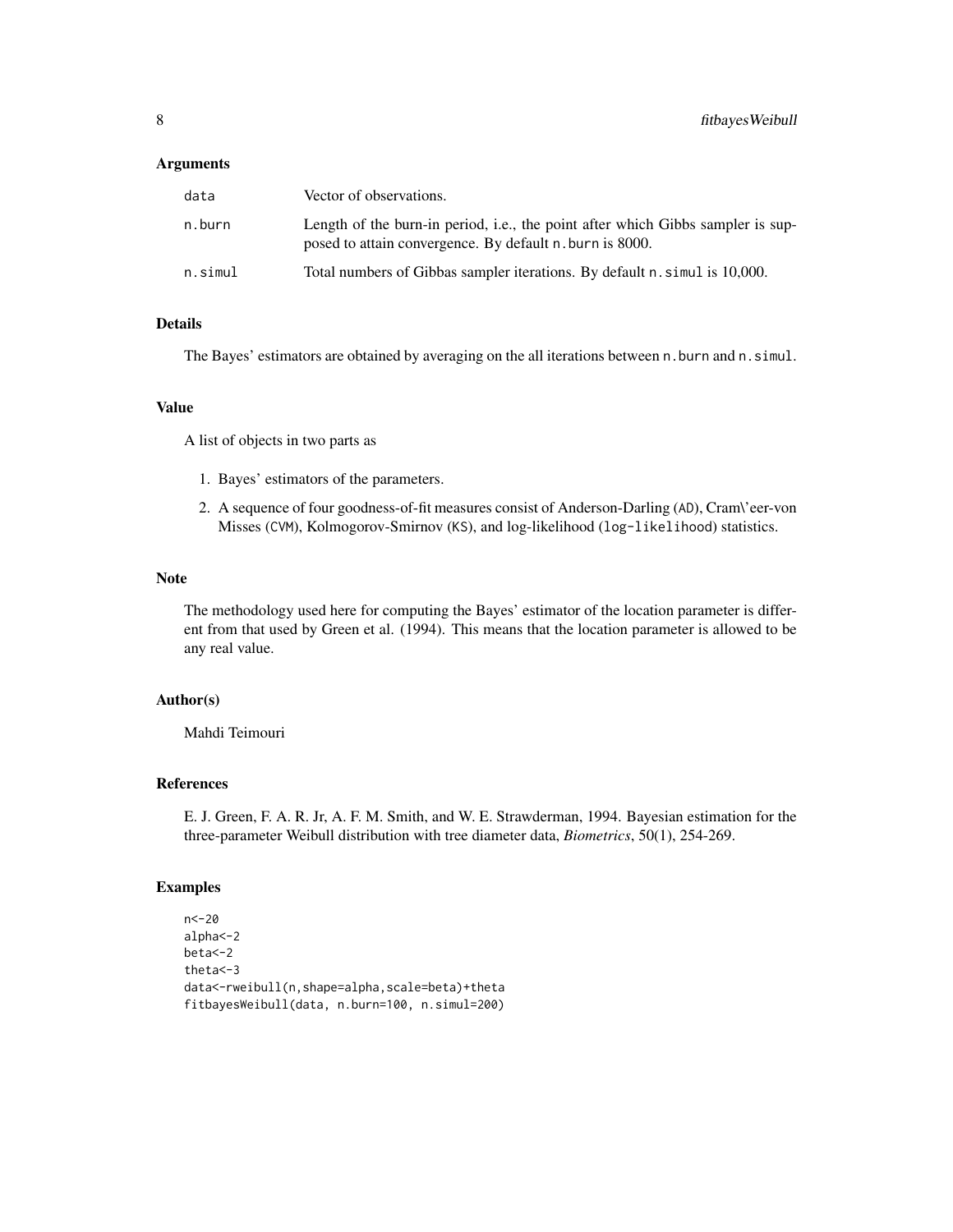### Arguments

| | |
|---|---|
| data | Vector of observations. |
| n.burn | Length of the burn-in period, i.e., the point after which Gibbs sampler is supposed to attain convergence. By default n.burn is 8000. |
| n.simul | Total numbers of Gibbas sampler iterations. By default n.simul is 10,000. |

### Details

The Bayes' estimators are obtained by averaging on the all iterations between n.burn and n.simul.

### Value

A list of objects in two parts as

1. Bayes' estimators of the parameters.
2. A sequence of four goodness-of-fit measures consist of Anderson-Darling (AD), Cram\'eer-von Misses (CVM), Kolmogorov-Smirnov (KS), and log-likelihood (log-likelihood) statistics.

### Note

The methodology used here for computing the Bayes' estimator of the location parameter is different from that used by Green et al. (1994). This means that the location parameter is allowed to be any real value.

### Author(s)

Mahdi Teimouri

### References

E. J. Green, F. A. R. Jr, A. F. M. Smith, and W. E. Strawderman, 1994. Bayesian estimation for the three-parameter Weibull distribution with tree diameter data, *Biometrics*, 50(1), 254-269.

### Examples

```
n<-20
alpha<-2
beta<-2
theta<-3
data<-rweibull(n,shape=alpha,scale=beta)+theta
fitbayesWeibull(data, n.burn=100, n.simul=200)
```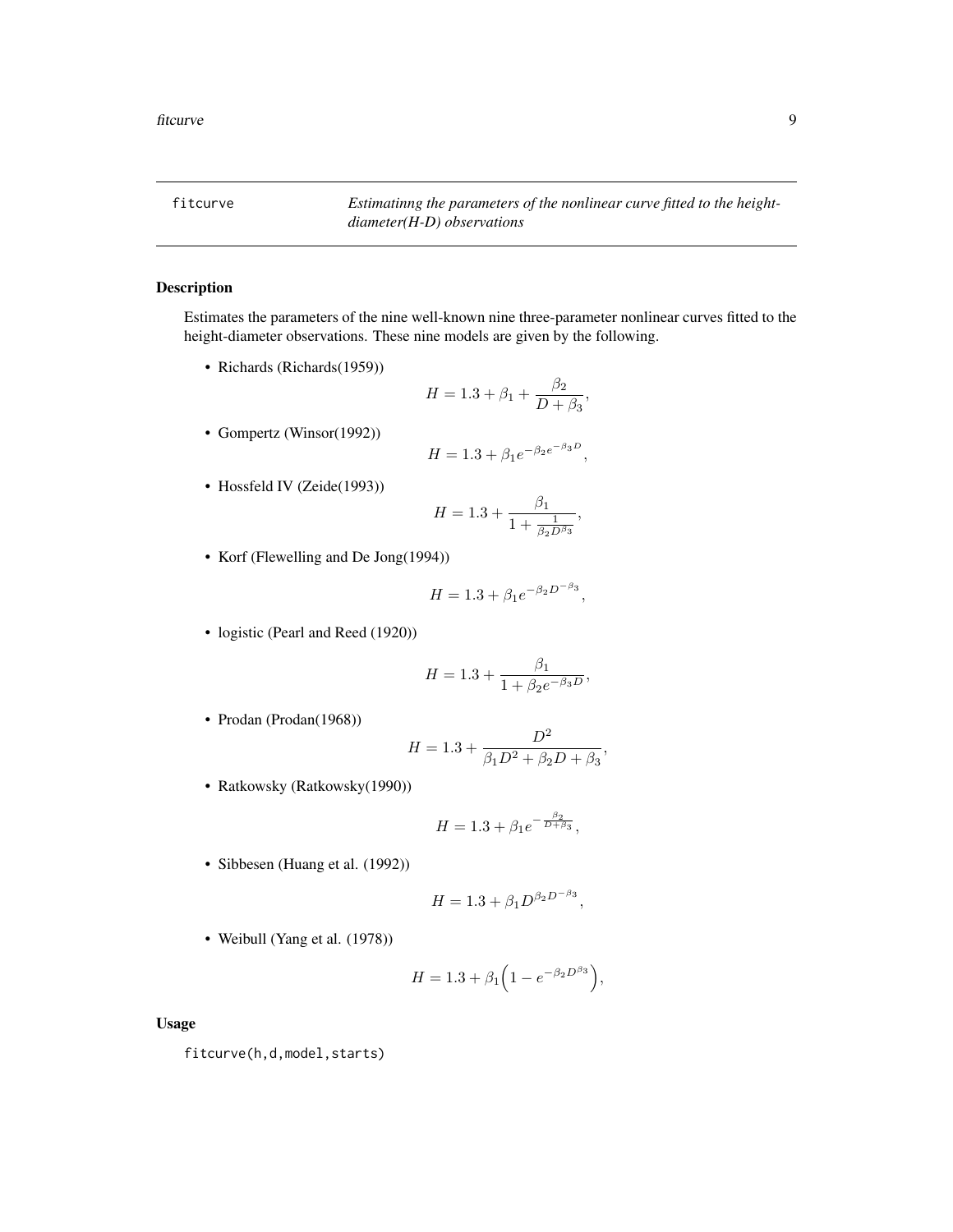fitcurve *Estimatinng the parameters of the nonlinear curve fitted to the height-diameter(H-D) observations*

## Description

Estimates the parameters of the nine well-known nine three-parameter nonlinear curves fitted to the height-diameter observations. These nine models are given by the following.

- Richards (Richards(1959))

$$H = 1.3 + \beta_1 + \frac{\beta_2}{D + \beta_3},$$

- Gompertz (Winsor(1992))

$$H = 1.3 + \beta_1 e^{-\beta_2 e^{-\beta_3 D}},$$

- Hossfeld IV (Zeide(1993))

$$H = 1.3 + \frac{\beta_1}{1 + \frac{1}{\beta_2 D^{\beta_3}}},$$

- Korf (Flewelling and De Jong(1994))

$$H = 1.3 + \beta_1 e^{-\beta_2 D^{-\beta_3}},$$

- logistic (Pearl and Reed (1920))

$$H = 1.3 + \frac{\beta_1}{1 + \beta_2 e^{-\beta_3 D}},$$

- Prodan (Prodan(1968))

$$H = 1.3 + \frac{D^2}{\beta_1 D^2 + \beta_2 D + \beta_3},$$

- Ratkowsky (Ratkowsky(1990))

$$H = 1.3 + \beta_1 e^{-\frac{\beta_2}{D + \beta_3}},$$

- Sibbesen (Huang et al. (1992))

$$H = 1.3 + \beta_1 D^{\beta_2 D^{-\beta_3}},$$

- Weibull (Yang et al. (1978))

$$H = 1.3 + \beta_1 \left(1 - e^{-\beta_2 D^{\beta_3}}\right),$$

## Usage

```
fitcurve(h,d,model,starts)
```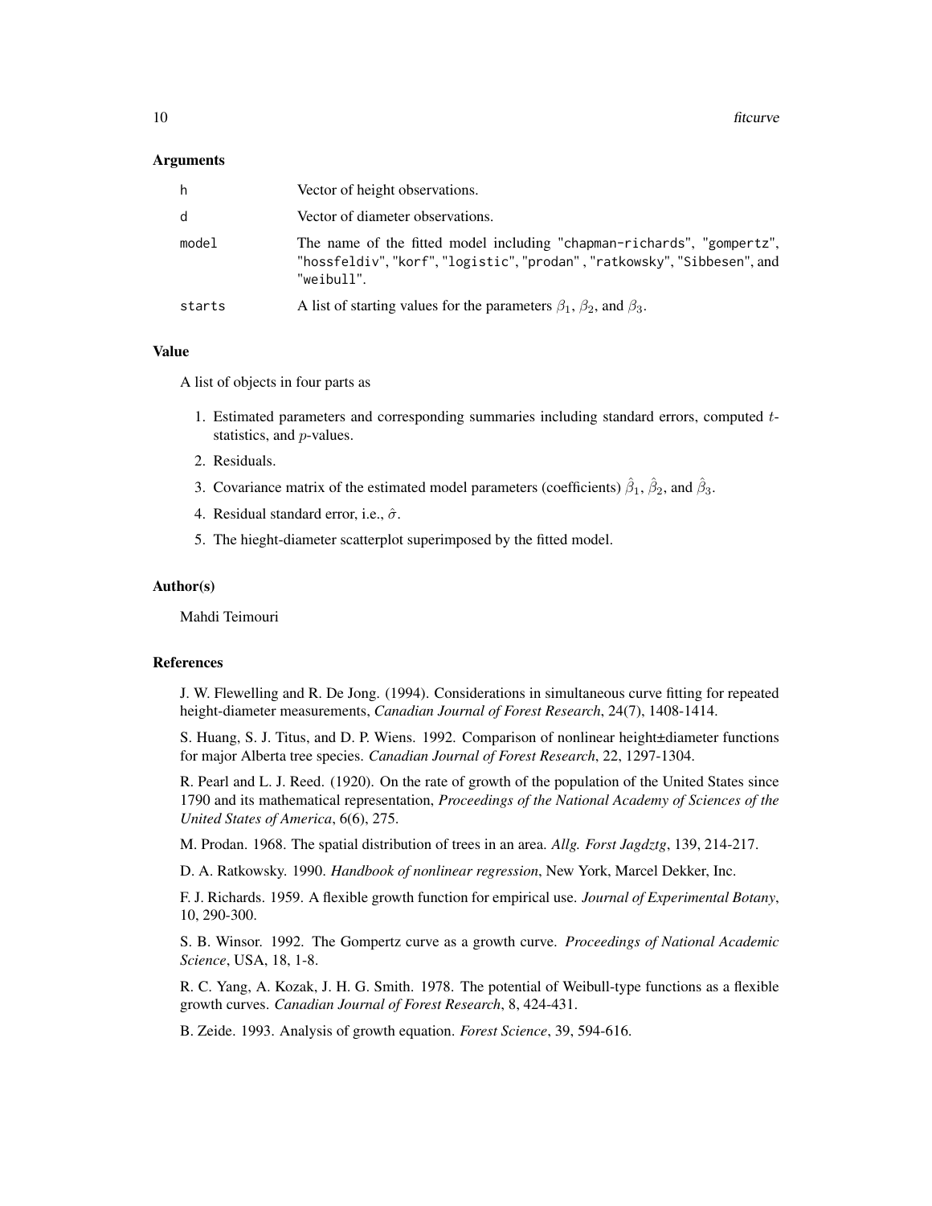### Arguments

| | |
|---|---|
| h | Vector of height observations. |
| d | Vector of diameter observations. |
| model | The name of the fitted model including "chapman-richards", "gompertz", "hossfeldiv", "korf", "logistic", "prodan" , "ratkowsky", "Sibbesen", and "weibull". |
| starts | A list of starting values for the parameters $\beta_1$, $\beta_2$, and $\beta_3$. |

### Value

A list of objects in four parts as

1. Estimated parameters and corresponding summaries including standard errors, computed $t$-statistics, and $p$-values.
2. Residuals.
3. Covariance matrix of the estimated model parameters (coefficients) $\hat{\beta}_1$, $\hat{\beta}_2$, and $\hat{\beta}_3$.
4. Residual standard error, i.e., $\hat{\sigma}$.
5. The hieght-diameter scatterplot superimposed by the fitted model.

### Author(s)

Mahdi Teimouri

### References

J. W. Flewelling and R. De Jong. (1994). Considerations in simultaneous curve fitting for repeated height-diameter measurements, *Canadian Journal of Forest Research*, 24(7), 1408-1414.

S. Huang, S. J. Titus, and D. P. Wiens. 1992. Comparison of nonlinear height±diameter functions for major Alberta tree species. *Canadian Journal of Forest Research*, 22, 1297-1304.

R. Pearl and L. J. Reed. (1920). On the rate of growth of the population of the United States since 1790 and its mathematical representation, *Proceedings of the National Academy of Sciences of the United States of America*, 6(6), 275.

M. Prodan. 1968. The spatial distribution of trees in an area. *Allg. Forst Jagdztg*, 139, 214-217.

D. A. Ratkowsky. 1990. *Handbook of nonlinear regression*, New York, Marcel Dekker, Inc.

F. J. Richards. 1959. A flexible growth function for empirical use. *Journal of Experimental Botany*, 10, 290-300.

S. B. Winsor. 1992. The Gompertz curve as a growth curve. *Proceedings of National Academic Science*, USA, 18, 1-8.

R. C. Yang, A. Kozak, J. H. G. Smith. 1978. The potential of Weibull-type functions as a flexible growth curves. *Canadian Journal of Forest Research*, 8, 424-431.

B. Zeide. 1993. Analysis of growth equation. *Forest Science*, 39, 594-616.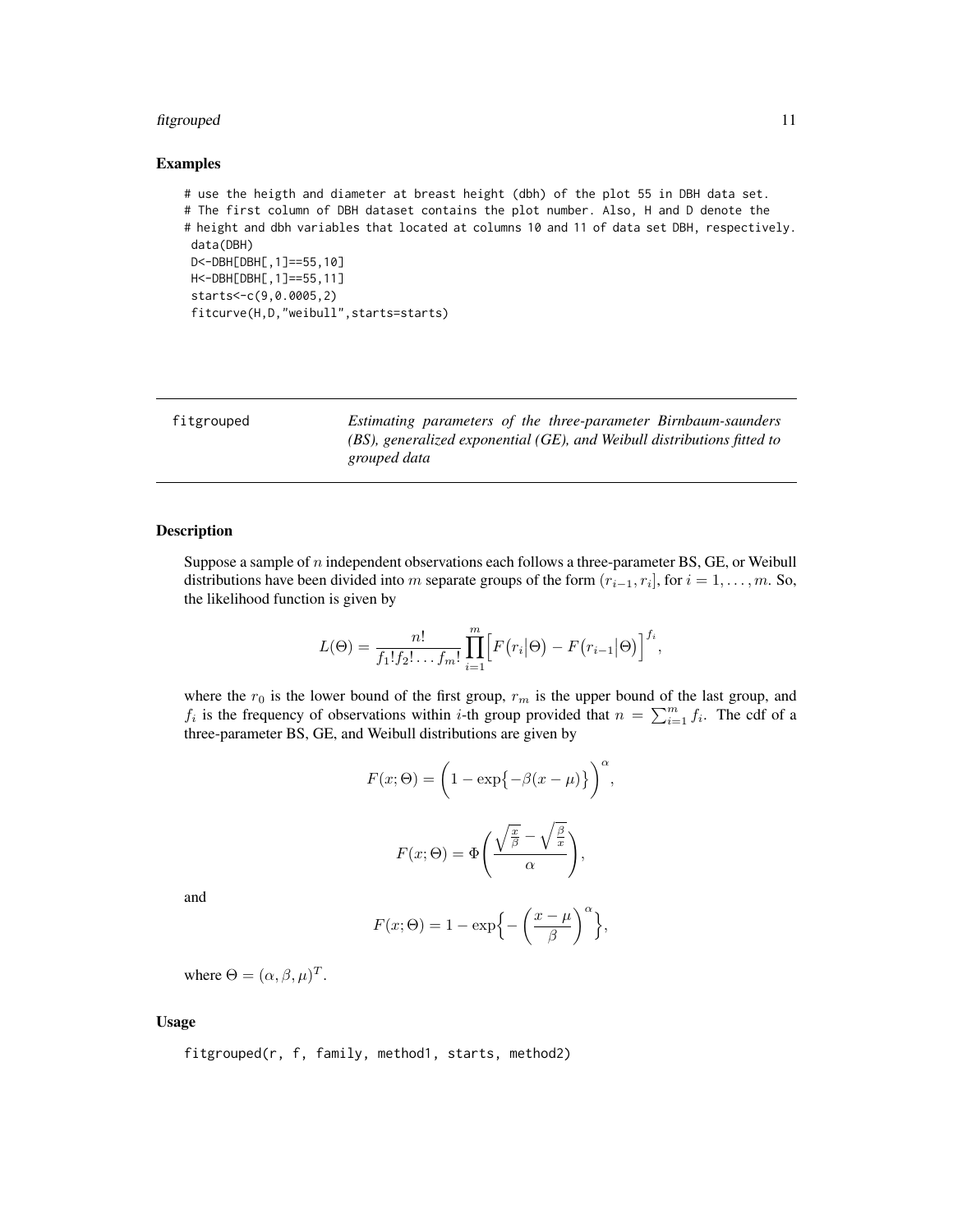### Examples

```
# use the heigth and diameter at breast height (dbh) of the plot 55 in DBH data set.
# The first column of DBH dataset contains the plot number. Also, H and D denote the
# height and dbh variables that located at columns 10 and 11 of data set DBH, respectively.
 data(DBH)
 D<-DBH[DBH[,1]==55,10]
 H<-DBH[DBH[,1]==55,11]
 starts<-c(9,0.0005,2)
 fitcurve(H,D,"weibull",starts=starts)
```

---

## fitgrouped

*Estimating parameters of the three-parameter Birnbaum-saunders (BS), generalized exponential (GE), and Weibull distributions fitted to grouped data*

---

### Description

Suppose a sample of $n$ independent observations each follows a three-parameter BS, GE, or Weibull distributions have been divided into $m$ separate groups of the form $(r_{i-1}, r_i]$, for $i = 1, \ldots, m$. So, the likelihood function is given by

$$L(\Theta) = \frac{n!}{f_1! f_2! \ldots f_m!} \prod_{i=1}^{m} \Big[ F\big(r_i \big| \Theta\big) - F\big(r_{i-1} \big| \Theta\big) \Big]^{f_i},$$

where the $r_0$ is the lower bound of the first group, $r_m$ is the upper bound of the last group, and $f_i$ is the frequency of observations within $i$-th group provided that $n = \sum_{i=1}^{m} f_i$. The cdf of a three-parameter BS, GE, and Weibull distributions are given by

$$F(x; \Theta) = \bigg(1 - \exp\big\{-\beta(x - \mu)\big\}\bigg)^{\alpha},$$

$$F(x; \Theta) = \Phi\left(\frac{\sqrt{\frac{x}{\beta}} - \sqrt{\frac{\beta}{x}}}{\alpha}\right),$$

and

$$F(x; \Theta) = 1 - \exp\Big\{-\Big(\frac{x - \mu}{\beta}\Big)^{\alpha}\Big\},$$

where $\Theta = (\alpha, \beta, \mu)^T$.

### Usage

```
fitgrouped(r, f, family, method1, starts, method2)
```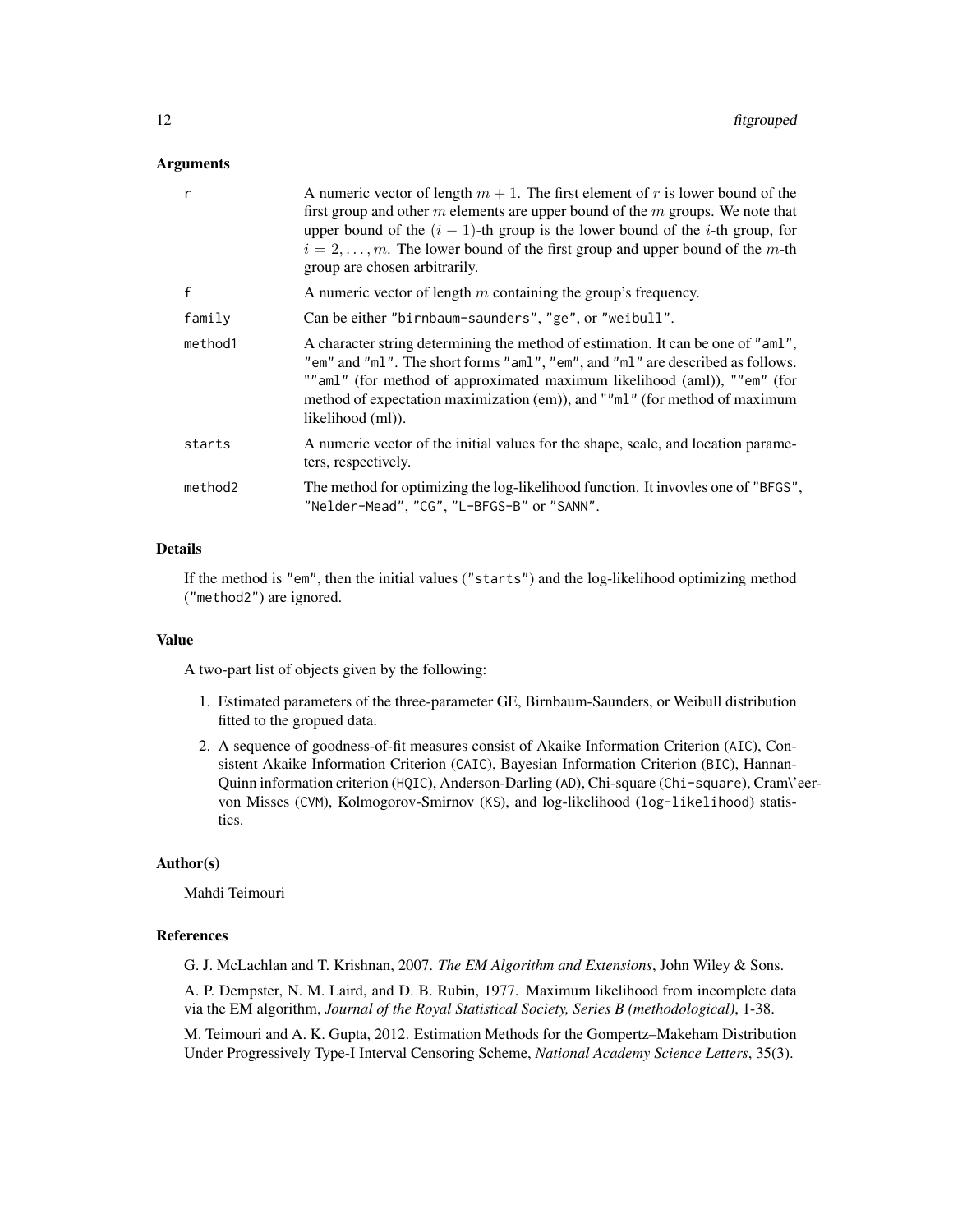## Arguments

| | |
|---|---|
| r | A numeric vector of length $m + 1$. The first element of $r$ is lower bound of the first group and other $m$ elements are upper bound of the $m$ groups. We note that upper bound of the $(i - 1)$-th group is the lower bound of the $i$-th group, for $i = 2, \ldots, m$. The lower bound of the first group and upper bound of the $m$-th group are chosen arbitrarily. |
| f | A numeric vector of length $m$ containing the group's frequency. |
| family | Can be either "birnbaum-saunders", "ge", or "weibull". |
| method1 | A character string determining the method of estimation. It can be one of "aml", "em" and "ml". The short forms "aml", "em", and "ml" are described as follows. ""aml" (for method of approximated maximum likelihood (aml)), ""em" (for method of expectation maximization (em)), and ""ml" (for method of maximum likelihood (ml)). |
| starts | A numeric vector of the initial values for the shape, scale, and location parameters, respectively. |
| method2 | The method for optimizing the log-likelihood function. It invovles one of "BFGS", "Nelder-Mead", "CG", "L-BFGS-B" or "SANN". |

## Details

If the method is "em", then the initial values ("starts") and the log-likelihood optimizing method ("method2") are ignored.

## Value

A two-part list of objects given by the following:

1. Estimated parameters of the three-parameter GE, Birnbaum-Saunders, or Weibull distribution fitted to the gropued data.
2. A sequence of goodness-of-fit measures consist of Akaike Information Criterion (AIC), Consistent Akaike Information Criterion (CAIC), Bayesian Information Criterion (BIC), Hannan-Quinn information criterion (HQIC), Anderson-Darling (AD), Chi-square (Chi-square), Cram\'eer-von Misses (CVM), Kolmogorov-Smirnov (KS), and log-likelihood (log-likelihood) statistics.

## Author(s)

Mahdi Teimouri

## References

G. J. McLachlan and T. Krishnan, 2007. *The EM Algorithm and Extensions*, John Wiley & Sons.

A. P. Dempster, N. M. Laird, and D. B. Rubin, 1977. Maximum likelihood from incomplete data via the EM algorithm, *Journal of the Royal Statistical Society, Series B (methodological)*, 1-38.

M. Teimouri and A. K. Gupta, 2012. Estimation Methods for the Gompertz–Makeham Distribution Under Progressively Type-I Interval Censoring Scheme, *National Academy Science Letters*, 35(3).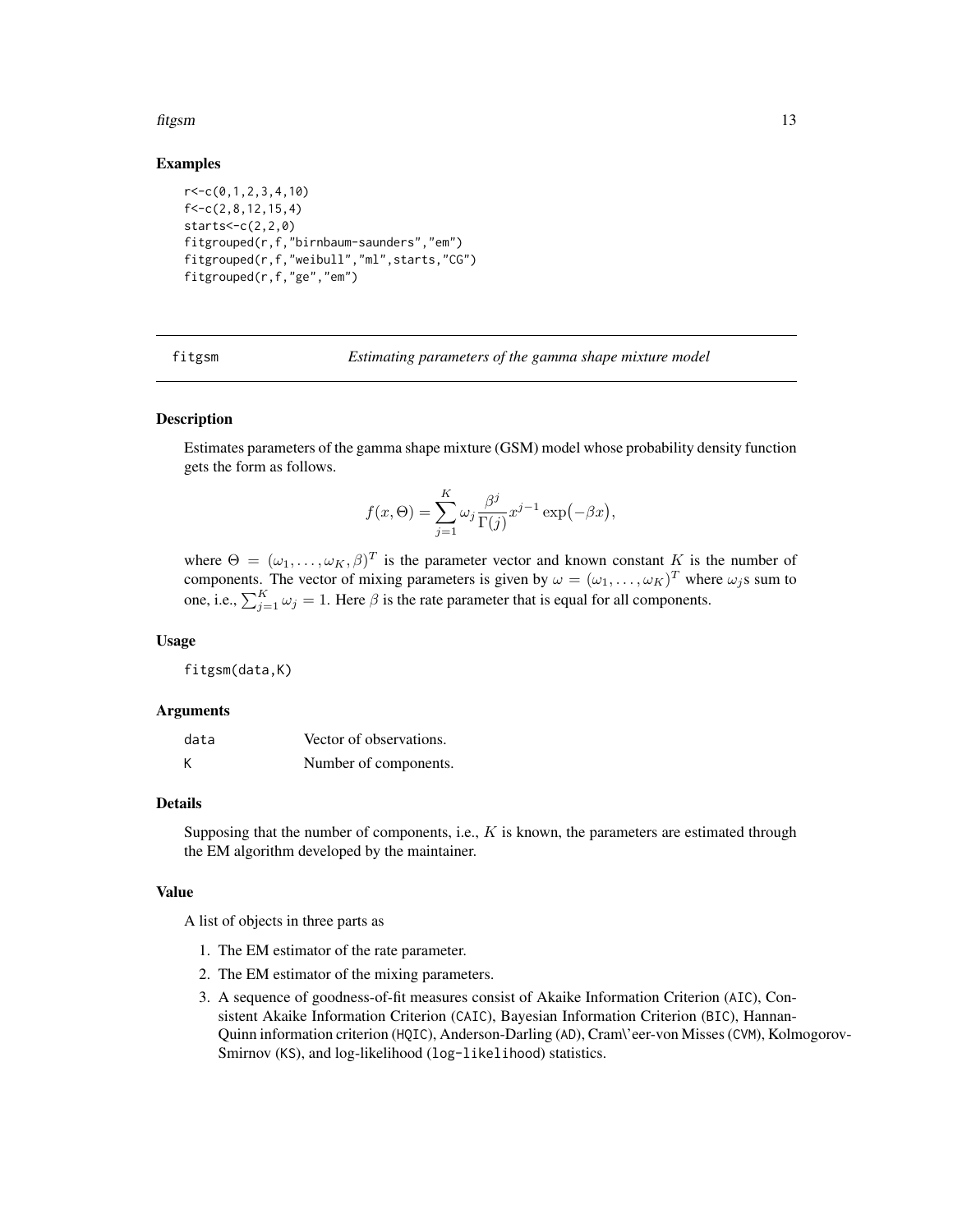## Examples

```
r<-c(0,1,2,3,4,10)
f<-c(2,8,12,15,4)
starts<-c(2,2,0)
fitgrouped(r,f,"birnbaum-saunders","em")
fitgrouped(r,f,"weibull","ml",starts,"CG")
fitgrouped(r,f,"ge","em")
```

---

# fitgsm *Estimating parameters of the gamma shape mixture model*

---

### Description

Estimates parameters of the gamma shape mixture (GSM) model whose probability density function gets the form as follows.

$$f(x, \Theta) = \sum_{j=1}^{K} \omega_j \frac{\beta^j}{\Gamma(j)} x^{j-1} \exp\bigl(-\beta x\bigr),$$

where $\Theta = (\omega_1, \dots, \omega_K, \beta)^T$ is the parameter vector and known constant $K$ is the number of components. The vector of mixing parameters is given by $\omega = (\omega_1, \dots, \omega_K)^T$ where $\omega_j$s sum to one, i.e., $\sum_{j=1}^{K} \omega_j = 1$. Here $\beta$ is the rate parameter that is equal for all components.

### Usage

```
fitgsm(data,K)
```

### Arguments

| | |
|---|---|
| data | Vector of observations. |
| K | Number of components. |

### Details

Supposing that the number of components, i.e., $K$ is known, the parameters are estimated through the EM algorithm developed by the maintainer.

### Value

A list of objects in three parts as

1. The EM estimator of the rate parameter.
2. The EM estimator of the mixing parameters.
3. A sequence of goodness-of-fit measures consist of Akaike Information Criterion (AIC), Consistent Akaike Information Criterion (CAIC), Bayesian Information Criterion (BIC), Hannan-Quinn information criterion (HQIC), Anderson-Darling (AD), Cram\'eer-von Misses (CVM), Kolmogorov-Smirnov (KS), and log-likelihood (log-likelihood) statistics.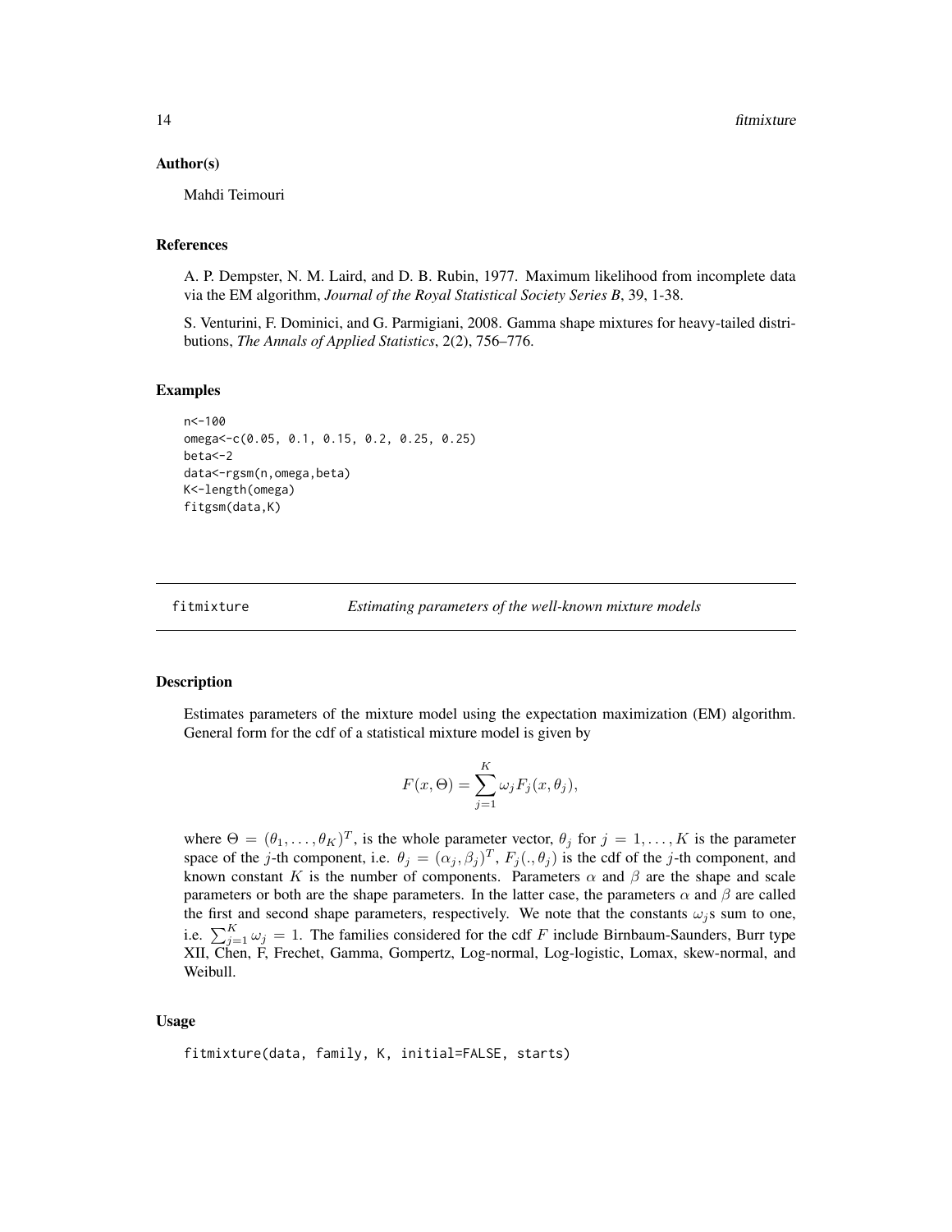### Author(s)

Mahdi Teimouri

### References

A. P. Dempster, N. M. Laird, and D. B. Rubin, 1977. Maximum likelihood from incomplete data via the EM algorithm, *Journal of the Royal Statistical Society Series B*, 39, 1-38.

S. Venturini, F. Dominici, and G. Parmigiani, 2008. Gamma shape mixtures for heavy-tailed distributions, *The Annals of Applied Statistics*, 2(2), 756–776.

### Examples

```
n<-100
omega<-c(0.05, 0.1, 0.15, 0.2, 0.25, 0.25)
beta<-2
data<-rgsm(n,omega,beta)
K<-length(omega)
fitgsm(data,K)
```

---

## fitmixture — *Estimating parameters of the well-known mixture models*

### Description

Estimates parameters of the mixture model using the expectation maximization (EM) algorithm. General form for the cdf of a statistical mixture model is given by

$$F(x, \Theta) = \sum_{j=1}^{K} \omega_j F_j(x, \theta_j),$$

where $\Theta = (\theta_1, \ldots, \theta_K)^T$, is the whole parameter vector, $\theta_j$ for $j = 1, \ldots, K$ is the parameter space of the $j$-th component, i.e. $\theta_j = (\alpha_j, \beta_j)^T$, $F_j(., \theta_j)$ is the cdf of the $j$-th component, and known constant $K$ is the number of components. Parameters $\alpha$ and $\beta$ are the shape and scale parameters or both are the shape parameters. In the latter case, the parameters $\alpha$ and $\beta$ are called the first and second shape parameters, respectively. We note that the constants $\omega_j$s sum to one, i.e. $\sum_{j=1}^{K} \omega_j = 1$. The families considered for the cdf $F$ include Birnbaum-Saunders, Burr type XII, Chen, F, Frechet, Gamma, Gompertz, Log-normal, Log-logistic, Lomax, skew-normal, and Weibull.

### Usage

```
fitmixture(data, family, K, initial=FALSE, starts)
```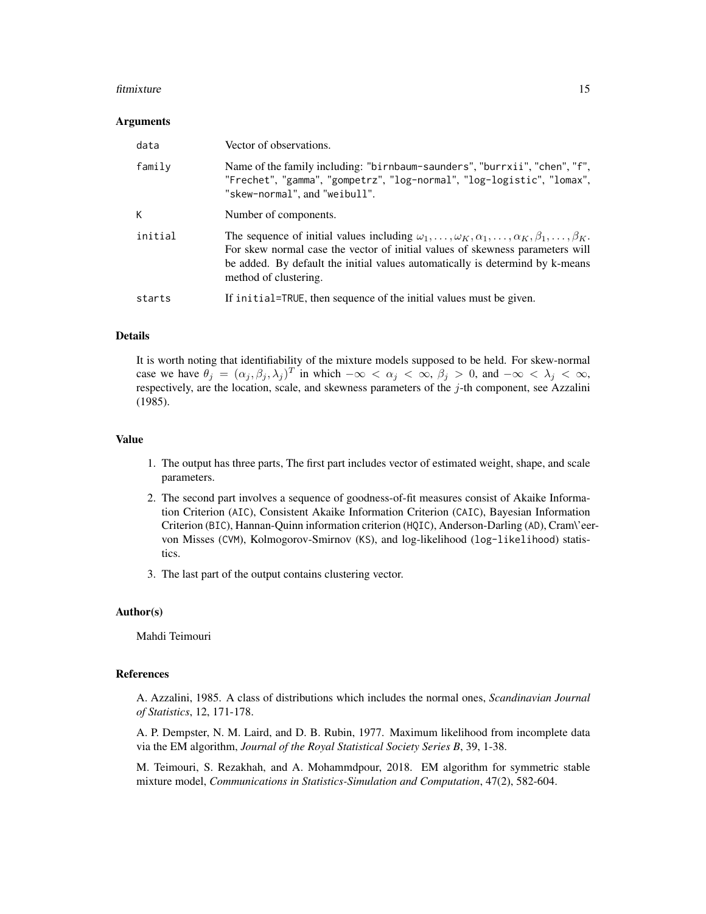### Arguments

| | |
|---|---|
| `data` | Vector of observations. |
| `family` | Name of the family including: `"birnbaum-saunders"`, `"burrxii"`, `"chen"`, `"f"`, `"Frechet"`, `"gamma"`, `"gompetrz"`, `"log-normal"`, `"log-logistic"`, `"lomax"`, `"skew-normal"`, and `"weibull"`. |
| `K` | Number of components. |
| `initial` | The sequence of initial values including $\omega_1, \ldots, \omega_K, \alpha_1, \ldots, \alpha_K, \beta_1, \ldots, \beta_K$. For skew normal case the vector of initial values of skewness parameters will be added. By default the initial values automatically is determind by k-means method of clustering. |
| `starts` | If `initial=TRUE`, then sequence of the initial values must be given. |

### Details

It is worth noting that identifiability of the mixture models supposed to be held. For skew-normal case we have $\theta_j = (\alpha_j, \beta_j, \lambda_j)^T$ in which $-\infty < \alpha_j < \infty$, $\beta_j > 0$, and $-\infty < \lambda_j < \infty$, respectively, are the location, scale, and skewness parameters of the $j$-th component, see Azzalini (1985).

### Value

1. The output has three parts, The first part includes vector of estimated weight, shape, and scale parameters.
2. The second part involves a sequence of goodness-of-fit measures consist of Akaike Information Criterion (`AIC`), Consistent Akaike Information Criterion (`CAIC`), Bayesian Information Criterion (`BIC`), Hannan-Quinn information criterion (`HQIC`), Anderson-Darling (`AD`), Cram\'eer-von Misses (`CVM`), Kolmogorov-Smirnov (`KS`), and log-likelihood (`log-likelihood`) statistics.
3. The last part of the output contains clustering vector.

### Author(s)

Mahdi Teimouri

### References

A. Azzalini, 1985. A class of distributions which includes the normal ones, *Scandinavian Journal of Statistics*, 12, 171-178.

A. P. Dempster, N. M. Laird, and D. B. Rubin, 1977. Maximum likelihood from incomplete data via the EM algorithm, *Journal of the Royal Statistical Society Series B*, 39, 1-38.

M. Teimouri, S. Rezakhah, and A. Mohammdpour, 2018. EM algorithm for symmetric stable mixture model, *Communications in Statistics-Simulation and Computation*, 47(2), 582-604.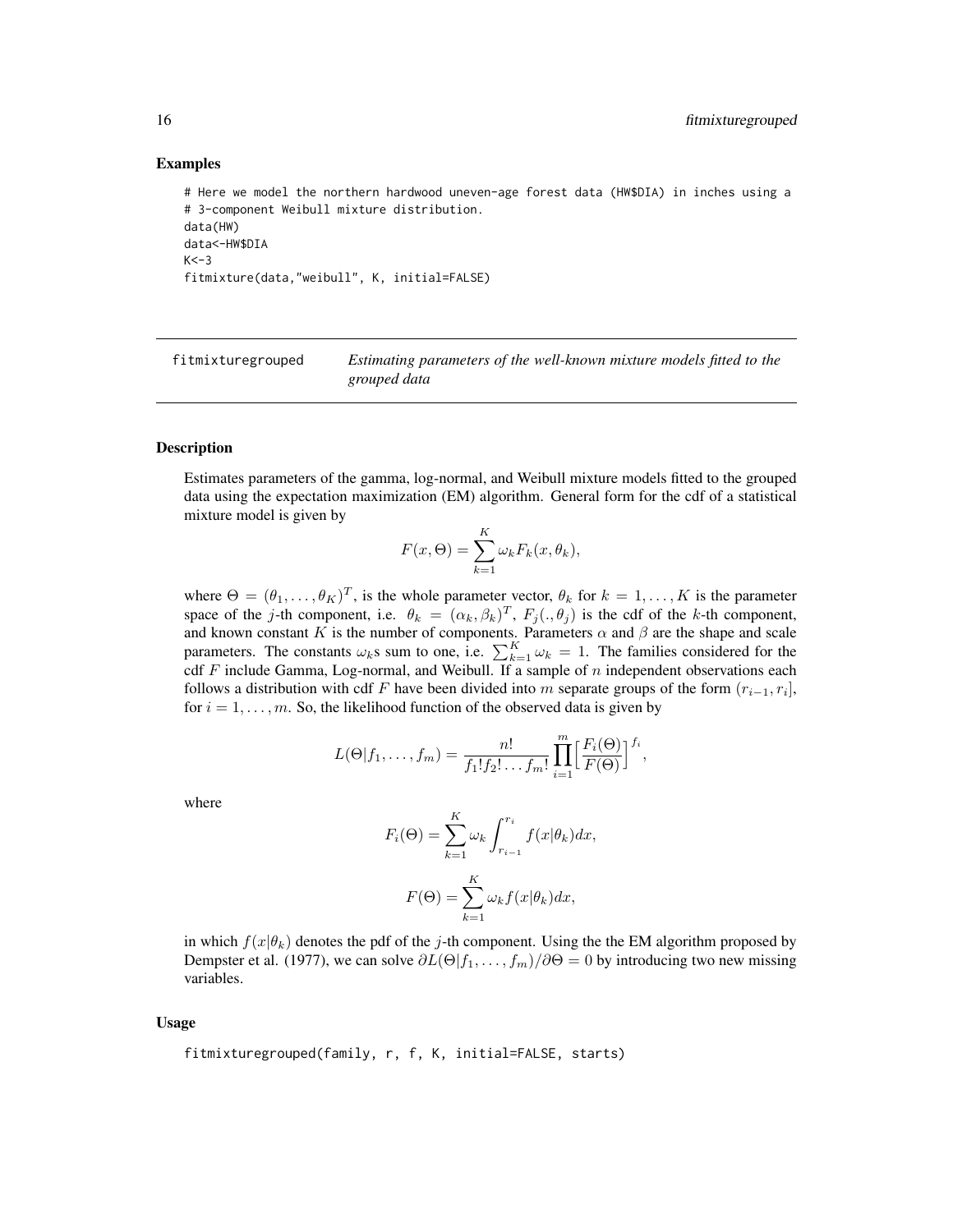### Examples

```
# Here we model the northern hardwood uneven-age forest data (HW$DIA) in inches using a
# 3-component Weibull mixture distribution.
data(HW)
data<-HW$DIA
K<-3
fitmixture(data,"weibull", K, initial=FALSE)
```

---

fitmixturegrouped *Estimating parameters of the well-known mixture models fitted to the grouped data*

---

### Description

Estimates parameters of the gamma, log-normal, and Weibull mixture models fitted to the grouped data using the expectation maximization (EM) algorithm. General form for the cdf of a statistical mixture model is given by

$$F(x, \Theta) = \sum_{k=1}^{K} \omega_k F_k(x, \theta_k),$$

where $\Theta = (\theta_1, \dots, \theta_K)^T$, is the whole parameter vector, $\theta_k$ for $k = 1, \dots, K$ is the parameter space of the $j$-th component, i.e. $\theta_k = (\alpha_k, \beta_k)^T$, $F_j(., \theta_j)$ is the cdf of the $k$-th component, and known constant $K$ is the number of components. Parameters $\alpha$ and $\beta$ are the shape and scale parameters. The constants $\omega_k$s sum to one, i.e. $\sum_{k=1}^{K} \omega_k = 1$. The families considered for the cdf $F$ include Gamma, Log-normal, and Weibull. If a sample of $n$ independent observations each follows a distribution with cdf $F$ have been divided into $m$ separate groups of the form $(r_{i-1}, r_i]$, for $i = 1, \dots, m$. So, the likelihood function of the observed data is given by

$$L(\Theta | f_1, \dots, f_m) = \frac{n!}{f_1! f_2! \dots f_m!} \prod_{i=1}^{m} \Big[ \frac{F_i(\Theta)}{F(\Theta)} \Big]^{f_i},$$

where

$$F_i(\Theta) = \sum_{k=1}^{K} \omega_k \int_{r_{i-1}}^{r_i} f(x|\theta_k) dx,$$

$$F(\Theta) = \sum_{k=1}^{K} \omega_k f(x|\theta_k) dx,$$

in which $f(x|\theta_k)$ denotes the pdf of the $j$-th component. Using the the EM algorithm proposed by Dempster et al. (1977), we can solve $\partial L(\Theta | f_1, \dots, f_m)/\partial \Theta = 0$ by introducing two new missing variables.

### Usage

```
fitmixturegrouped(family, r, f, K, initial=FALSE, starts)
```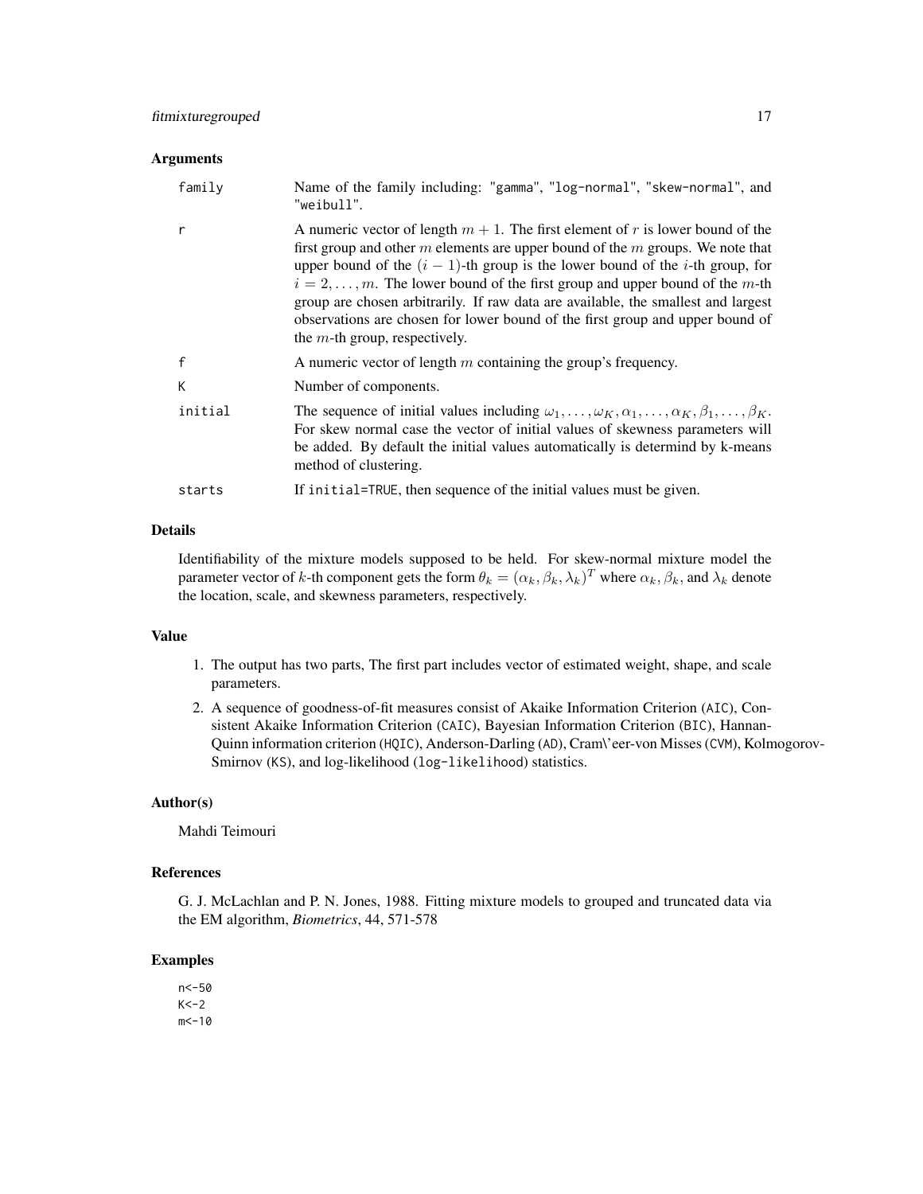### Arguments

| | |
|---|---|
| `family` | Name of the family including: "gamma", "log-normal", "skew-normal", and "weibull". |
| `r` | A numeric vector of length $m+1$. The first element of r is lower bound of the first group and other $m$ elements are upper bound of the $m$ groups. We note that upper bound of the $(i-1)$-th group is the lower bound of the $i$-th group, for $i = 2, \ldots, m$. The lower bound of the first group and upper bound of the $m$-th group are chosen arbitrarily. If raw data are available, the smallest and largest observations are chosen for lower bound of the first group and upper bound of the $m$-th group, respectively. |
| `f` | A numeric vector of length $m$ containing the group's frequency. |
| `K` | Number of components. |
| `initial` | The sequence of initial values including $\omega_1, \ldots, \omega_K, \alpha_1, \ldots, \alpha_K, \beta_1, \ldots, \beta_K$. For skew normal case the vector of initial values of skewness parameters will be added. By default the initial values automatically is determind by k-means method of clustering. |
| `starts` | If `initial=TRUE`, then sequence of the initial values must be given. |

### Details

Identifiability of the mixture models supposed to be held. For skew-normal mixture model the parameter vector of $k$-th component gets the form $\theta_k = (\alpha_k, \beta_k, \lambda_k)^T$ where $\alpha_k$, $\beta_k$, and $\lambda_k$ denote the location, scale, and skewness parameters, respectively.

### Value

1. The output has two parts, The first part includes vector of estimated weight, shape, and scale parameters.
2. A sequence of goodness-of-fit measures consist of Akaike Information Criterion (`AIC`), Consistent Akaike Information Criterion (`CAIC`), Bayesian Information Criterion (`BIC`), Hannan-Quinn information criterion (`HQIC`), Anderson-Darling (`AD`), Cram\'eer-von Misses (`CVM`), Kolmogorov-Smirnov (`KS`), and log-likelihood (`log-likelihood`) statistics.

### Author(s)

Mahdi Teimouri

### References

G. J. McLachlan and P. N. Jones, 1988. Fitting mixture models to grouped and truncated data via the EM algorithm, *Biometrics*, 44, 571-578

### Examples

```
n<-50
K<-2
m<-10
```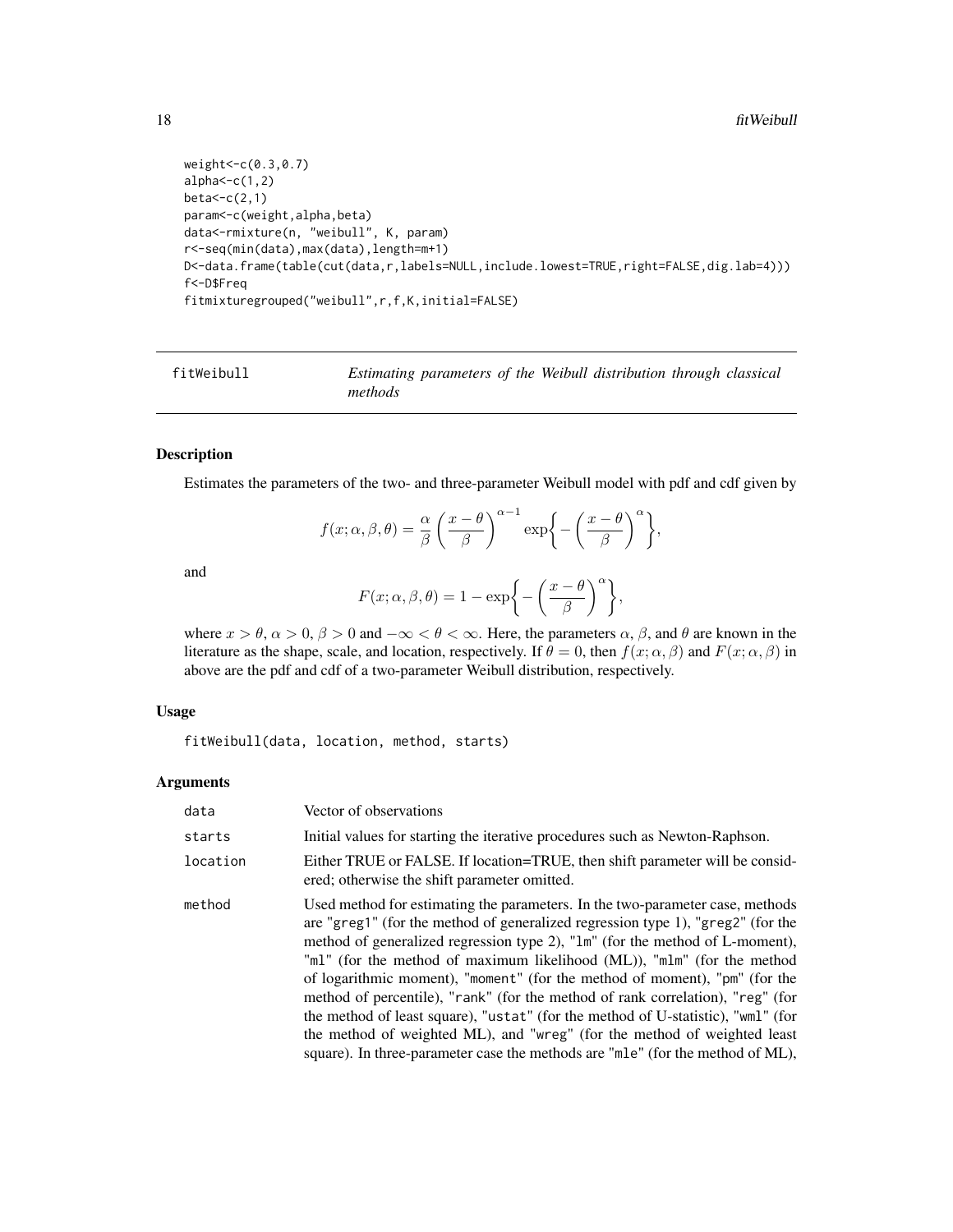```
weight<-c(0.3,0.7)
alpha<-c(1,2)
beta<-c(2,1)
param<-c(weight,alpha,beta)
data<-rmixture(n, "weibull", K, param)
r<-seq(min(data),max(data),length=m+1)
D<-data.frame(table(cut(data,r,labels=NULL,include.lowest=TRUE,right=FALSE,dig.lab=4)))
f<-D$Freq
fitmixturegrouped("weibull",r,f,K,initial=FALSE)
```

## fitWeibull — *Estimating parameters of the Weibull distribution through classical methods*

### Description

Estimates the parameters of the two- and three-parameter Weibull model with pdf and cdf given by

$$f(x;\alpha,\beta,\theta) = \frac{\alpha}{\beta}\left(\frac{x-\theta}{\beta}\right)^{\alpha-1}\exp\biggl\{-\left(\frac{x-\theta}{\beta}\right)^{\alpha}\biggr\},$$

and

$$F(x;\alpha,\beta,\theta) = 1-\exp\biggl\{-\left(\frac{x-\theta}{\beta}\right)^{\alpha}\biggr\},$$

where $x > \theta$, $\alpha > 0$, $\beta > 0$ and $-\infty < \theta < \infty$. Here, the parameters $\alpha$, $\beta$, and $\theta$ are known in the literature as the shape, scale, and location, respectively. If $\theta = 0$, then $f(x;\alpha,\beta)$ and $F(x;\alpha,\beta)$ in above are the pdf and cdf of a two-parameter Weibull distribution, respectively.

### Usage

```
fitWeibull(data, location, method, starts)
```

### Arguments

| | |
|---|---|
| `data` | Vector of observations |
| `starts` | Initial values for starting the iterative procedures such as Newton-Raphson. |
| `location` | Either TRUE or FALSE. If location=TRUE, then shift parameter will be considered; otherwise the shift parameter omitted. |
| `method` | Used method for estimating the parameters. In the two-parameter case, methods are "greg1" (for the method of generalized regression type 1), "greg2" (for the method of generalized regression type 2), "lm" (for the method of L-moment), "ml" (for the method of maximum likelihood (ML)), "mlm" (for the method of logarithmic moment), "moment" (for the method of moment), "pm" (for the method of percentile), "rank" (for the method of rank correlation), "reg" (for the method of least square), "ustat" (for the method of U-statistic), "wml" (for the method of weighted ML), and "wreg" (for the method of weighted least square). In three-parameter case the methods are "mle" (for the method of ML), |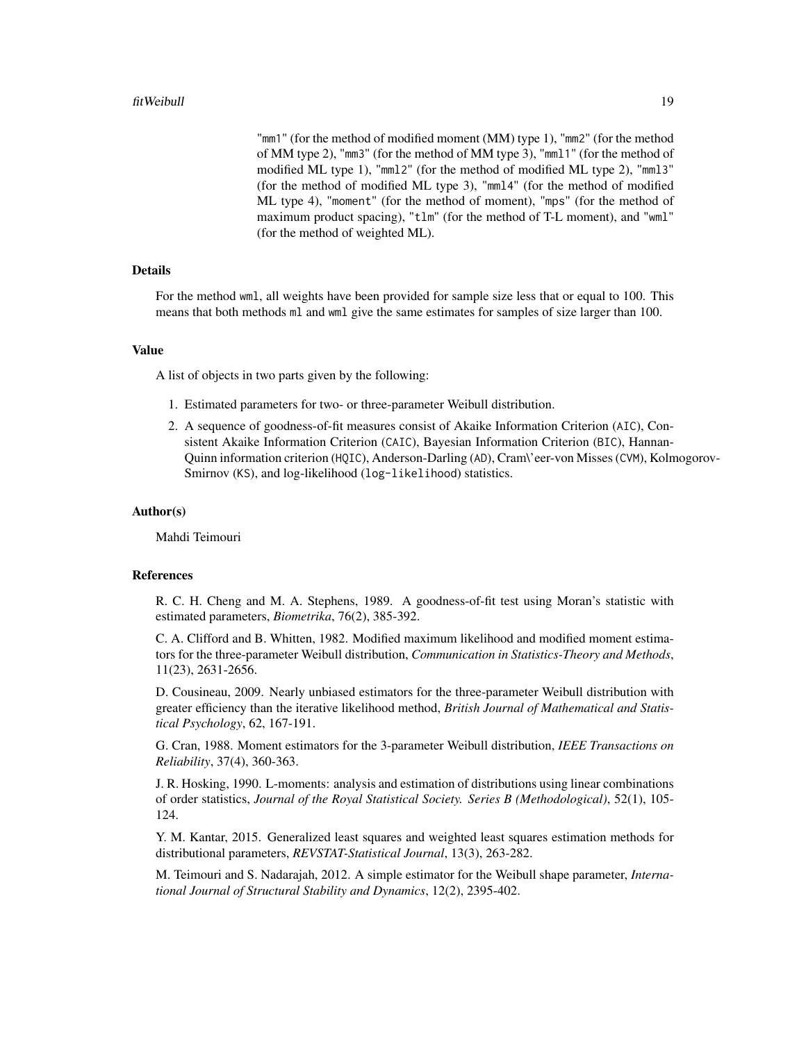"mm1" (for the method of modified moment (MM) type 1), "mm2" (for the method of MM type 2), "mm3" (for the method of MM type 3), "mml1" (for the method of modified ML type 1), "mml2" (for the method of modified ML type 2), "mml3" (for the method of modified ML type 3), "mml4" (for the method of modified ML type 4), "moment" (for the method of moment), "mps" (for the method of maximum product spacing), "tlm" (for the method of T-L moment), and "wml" (for the method of weighted ML).

## Details

For the method wml, all weights have been provided for sample size less that or equal to 100. This means that both methods ml and wml give the same estimates for samples of size larger than 100.

## Value

A list of objects in two parts given by the following:

1. Estimated parameters for two- or three-parameter Weibull distribution.
2. A sequence of goodness-of-fit measures consist of Akaike Information Criterion (AIC), Consistent Akaike Information Criterion (CAIC), Bayesian Information Criterion (BIC), Hannan-Quinn information criterion (HQIC), Anderson-Darling (AD), Cram\'eer-von Misses (CVM), Kolmogorov-Smirnov (KS), and log-likelihood (log-likelihood) statistics.

## Author(s)

Mahdi Teimouri

## References

R. C. H. Cheng and M. A. Stephens, 1989. A goodness-of-fit test using Moran's statistic with estimated parameters, *Biometrika*, 76(2), 385-392.

C. A. Clifford and B. Whitten, 1982. Modified maximum likelihood and modified moment estimators for the three-parameter Weibull distribution, *Communication in Statistics-Theory and Methods*, 11(23), 2631-2656.

D. Cousineau, 2009. Nearly unbiased estimators for the three-parameter Weibull distribution with greater efficiency than the iterative likelihood method, *British Journal of Mathematical and Statistical Psychology*, 62, 167-191.

G. Cran, 1988. Moment estimators for the 3-parameter Weibull distribution, *IEEE Transactions on Reliability*, 37(4), 360-363.

J. R. Hosking, 1990. L-moments: analysis and estimation of distributions using linear combinations of order statistics, *Journal of the Royal Statistical Society. Series B (Methodological)*, 52(1), 105-124.

Y. M. Kantar, 2015. Generalized least squares and weighted least squares estimation methods for distributional parameters, *REVSTAT-Statistical Journal*, 13(3), 263-282.

M. Teimouri and S. Nadarajah, 2012. A simple estimator for the Weibull shape parameter, *International Journal of Structural Stability and Dynamics*, 12(2), 2395-402.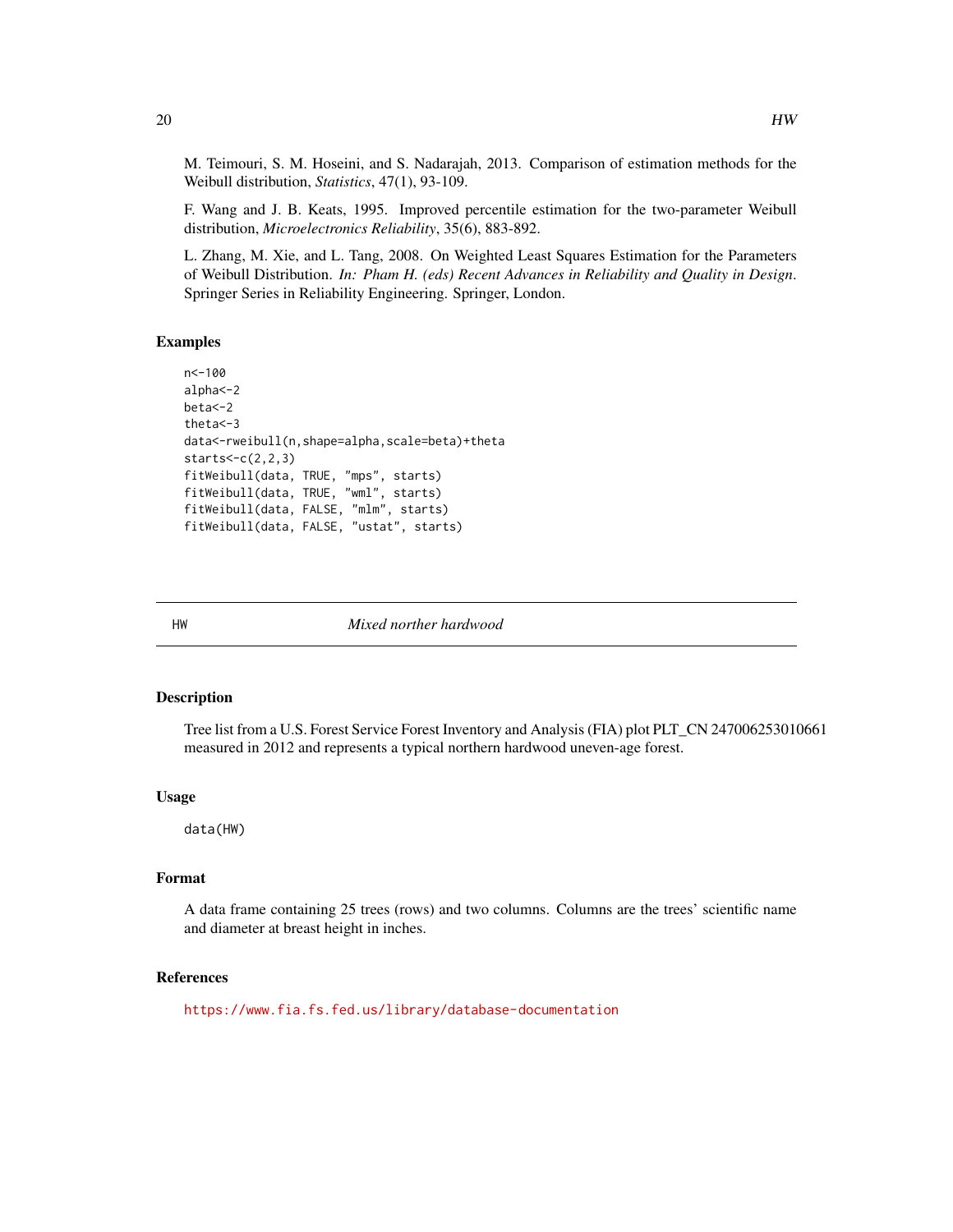M. Teimouri, S. M. Hoseini, and S. Nadarajah, 2013. Comparison of estimation methods for the Weibull distribution, *Statistics*, 47(1), 93-109.

F. Wang and J. B. Keats, 1995. Improved percentile estimation for the two-parameter Weibull distribution, *Microelectronics Reliability*, 35(6), 883-892.

L. Zhang, M. Xie, and L. Tang, 2008. On Weighted Least Squares Estimation for the Parameters of Weibull Distribution. *In: Pham H. (eds) Recent Advances in Reliability and Quality in Design*. Springer Series in Reliability Engineering. Springer, London.

### Examples

```
n<-100
alpha<-2
beta<-2
theta<-3
data<-rweibull(n,shape=alpha,scale=beta)+theta
starts<-c(2,2,3)
fitWeibull(data, TRUE, "mps", starts)
fitWeibull(data, TRUE, "wml", starts)
fitWeibull(data, FALSE, "mlm", starts)
fitWeibull(data, FALSE, "ustat", starts)
```

---

## HW — *Mixed norther hardwood*

### Description

Tree list from a U.S. Forest Service Forest Inventory and Analysis (FIA) plot PLT_CN 247006253010661 measured in 2012 and represents a typical northern hardwood uneven-age forest.

### Usage

```
data(HW)
```

### Format

A data frame containing 25 trees (rows) and two columns. Columns are the trees' scientific name and diameter at breast height in inches.

### References

https://www.fia.fs.fed.us/library/database-documentation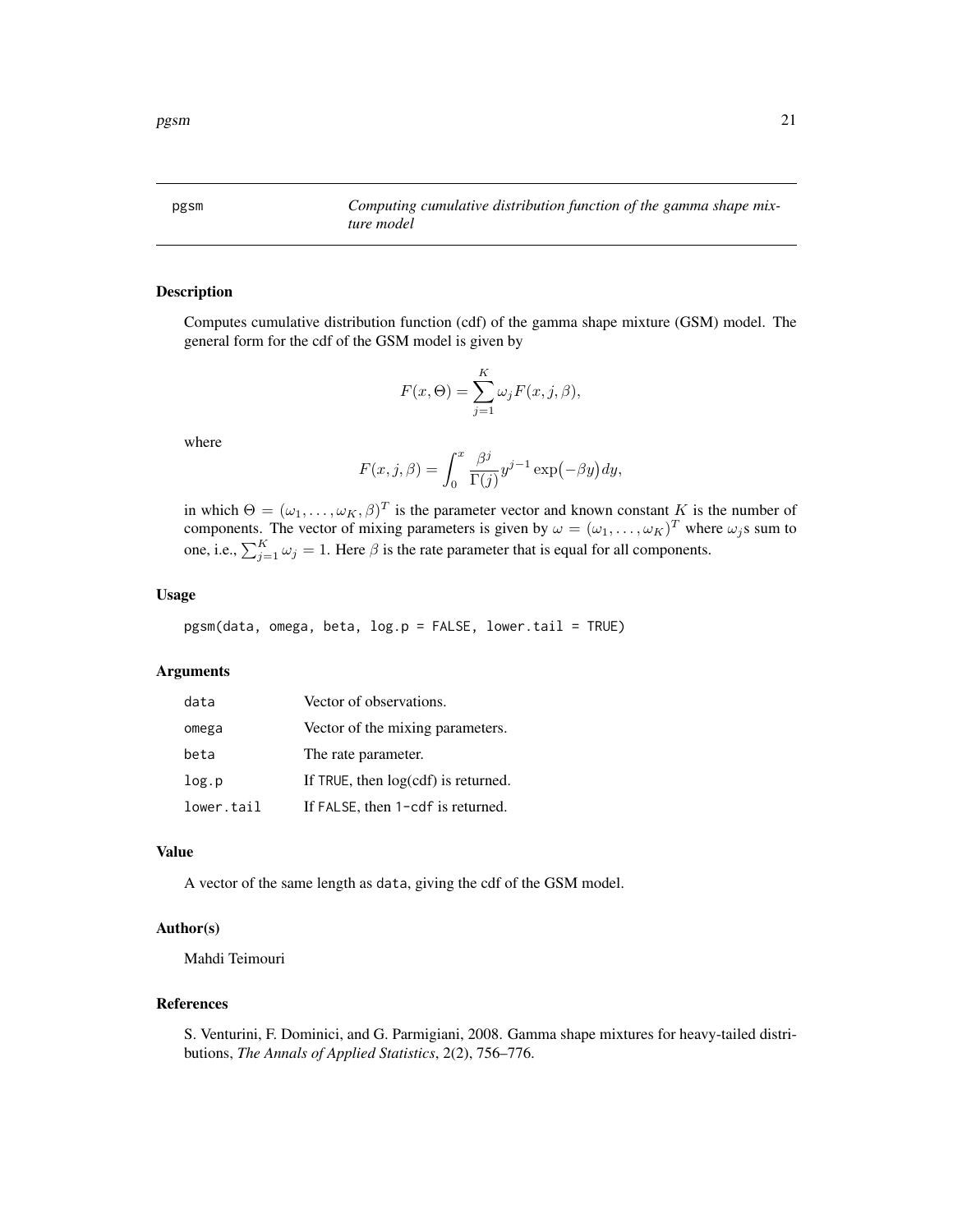## pgsm — *Computing cumulative distribution function of the gamma shape mixture model*

### Description

Computes cumulative distribution function (cdf) of the gamma shape mixture (GSM) model. The general form for the cdf of the GSM model is given by

$$F(x, \Theta) = \sum_{j=1}^{K} \omega_j F(x, j, \beta),$$

where

$$F(x, j, \beta) = \int_0^x \frac{\beta^j}{\Gamma(j)} y^{j-1} \exp\bigl(-\beta y\bigr) dy,$$

in which $\Theta = (\omega_1, \dots, \omega_K, \beta)^T$ is the parameter vector and known constant $K$ is the number of components. The vector of mixing parameters is given by $\omega = (\omega_1, \dots, \omega_K)^T$ where $\omega_j$s sum to one, i.e., $\sum_{j=1}^{K} \omega_j = 1$. Here $\beta$ is the rate parameter that is equal for all components.

### Usage

```
pgsm(data, omega, beta, log.p = FALSE, lower.tail = TRUE)
```

### Arguments

| | |
|---|---|
| `data` | Vector of observations. |
| `omega` | Vector of the mixing parameters. |
| `beta` | The rate parameter. |
| `log.p` | If `TRUE`, then log(cdf) is returned. |
| `lower.tail` | If `FALSE`, then `1-cdf` is returned. |

### Value

A vector of the same length as `data`, giving the cdf of the GSM model.

### Author(s)

Mahdi Teimouri

### References

S. Venturini, F. Dominici, and G. Parmigiani, 2008. Gamma shape mixtures for heavy-tailed distributions, *The Annals of Applied Statistics*, 2(2), 756–776.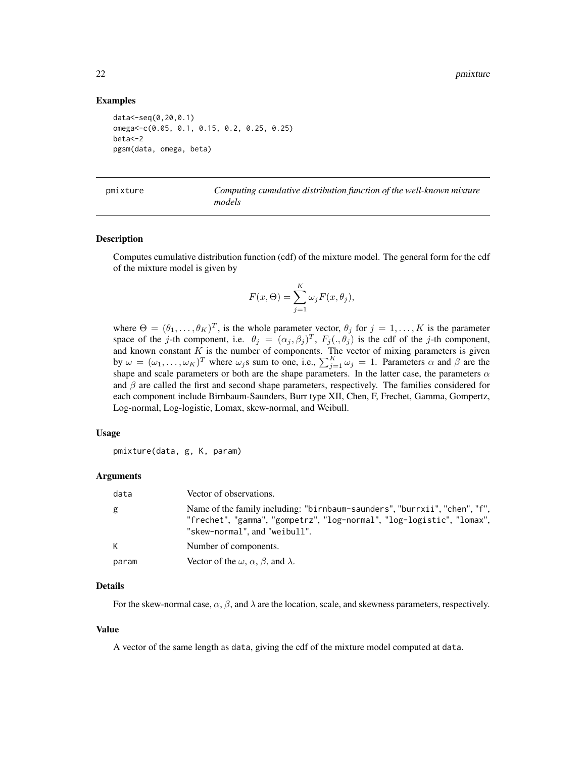## Examples

```
data<-seq(0,20,0.1)
omega<-c(0.05, 0.1, 0.15, 0.2, 0.25, 0.25)
beta<-2
pgsm(data, omega, beta)
```

---

## pmixture — *Computing cumulative distribution function of the well-known mixture models*

### Description

Computes cumulative distribution function (cdf) of the mixture model. The general form for the cdf of the mixture model is given by

$$F(x, \Theta) = \sum_{j=1}^{K} \omega_j F(x, \theta_j),$$

where $\Theta = (\theta_1, \ldots, \theta_K)^T$, is the whole parameter vector, $\theta_j$ for $j = 1, \ldots, K$ is the parameter space of the $j$-th component, i.e. $\theta_j = (\alpha_j, \beta_j)^T$, $F_j(., \theta_j)$ is the cdf of the $j$-th component, and known constant $K$ is the number of components. The vector of mixing parameters is given by $\omega = (\omega_1, \ldots, \omega_K)^T$ where $\omega_j$s sum to one, i.e., $\sum_{j=1}^{K} \omega_j = 1$. Parameters $\alpha$ and $\beta$ are the shape and scale parameters or both are the shape parameters. In the latter case, the parameters $\alpha$ and $\beta$ are called the first and second shape parameters, respectively. The families considered for each component include Birnbaum-Saunders, Burr type XII, Chen, F, Frechet, Gamma, Gompertz, Log-normal, Log-logistic, Lomax, skew-normal, and Weibull.

### Usage

```
pmixture(data, g, K, param)
```

### Arguments

| | |
|---|---|
| data | Vector of observations. |
| g | Name of the family including: "birnbaum-saunders", "burrxii", "chen", "f", "frechet", "gamma", "gompetrz", "log-normal", "log-logistic", "lomax", "skew-normal", and "weibull". |
| K | Number of components. |
| param | Vector of the $\omega$, $\alpha$, $\beta$, and $\lambda$. |

### Details

For the skew-normal case, $\alpha$, $\beta$, and $\lambda$ are the location, scale, and skewness parameters, respectively.

### Value

A vector of the same length as data, giving the cdf of the mixture model computed at data.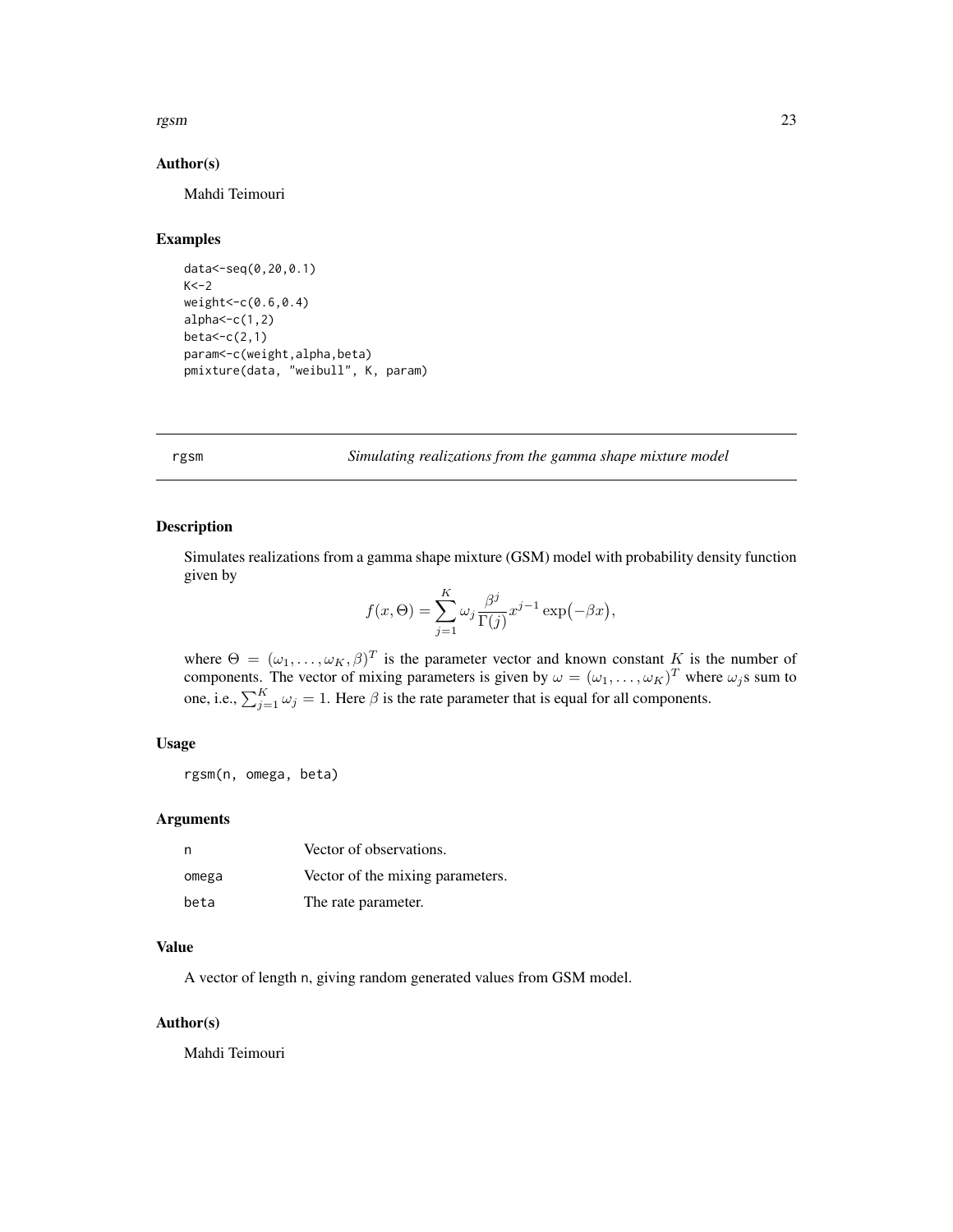### Author(s)

Mahdi Teimouri

### Examples

```
data<-seq(0,20,0.1)
K<-2
weight<-c(0.6,0.4)
alpha<-c(1,2)
beta<-c(2,1)
param<-c(weight,alpha,beta)
pmixture(data, "weibull", K, param)
```

---

## rgsm — *Simulating realizations from the gamma shape mixture model*

---

### Description

Simulates realizations from a gamma shape mixture (GSM) model with probability density function given by

$$f(x, \Theta) = \sum_{j=1}^{K} \omega_j \frac{\beta^j}{\Gamma(j)} x^{j-1} \exp\bigl(-\beta x\bigr),$$

where $\Theta = (\omega_1, \dots, \omega_K, \beta)^T$ is the parameter vector and known constant $K$ is the number of components. The vector of mixing parameters is given by $\omega = (\omega_1, \dots, \omega_K)^T$ where $\omega_j$s sum to one, i.e., $\sum_{j=1}^{K} \omega_j = 1$. Here $\beta$ is the rate parameter that is equal for all components.

### Usage

```
rgsm(n, omega, beta)
```

### Arguments

| | |
|---|---|
| n | Vector of observations. |
| omega | Vector of the mixing parameters. |
| beta | The rate parameter. |

### Value

A vector of length n, giving random generated values from GSM model.

### Author(s)

Mahdi Teimouri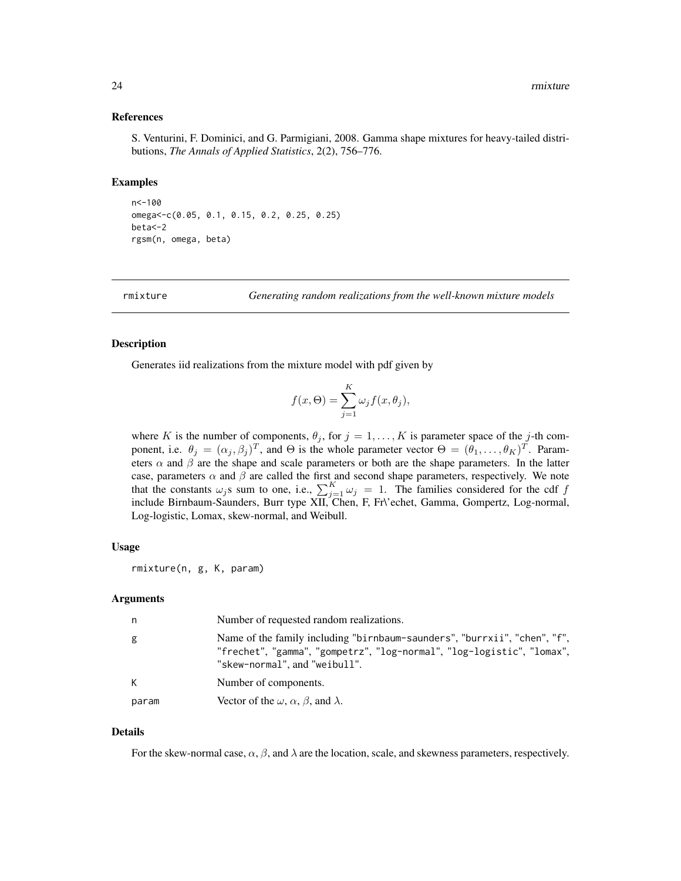### References

S. Venturini, F. Dominici, and G. Parmigiani, 2008. Gamma shape mixtures for heavy-tailed distributions, *The Annals of Applied Statistics*, 2(2), 756–776.

### Examples

```
n<-100
omega<-c(0.05, 0.1, 0.15, 0.2, 0.25, 0.25)
beta<-2
rgsm(n, omega, beta)
```

---

## rmixture — *Generating random realizations from the well-known mixture models*

---

### Description

Generates iid realizations from the mixture model with pdf given by

$$f(x, \Theta) = \sum_{j=1}^{K} \omega_j f(x, \theta_j),$$

where $K$ is the number of components, $\theta_j$, for $j = 1, \ldots, K$ is parameter space of the $j$-th component, i.e. $\theta_j = (\alpha_j, \beta_j)^T$, and $\Theta$ is the whole parameter vector $\Theta = (\theta_1, \ldots, \theta_K)^T$. Parameters $\alpha$ and $\beta$ are the shape and scale parameters or both are the shape parameters. In the latter case, parameters $\alpha$ and $\beta$ are called the first and second shape parameters, respectively. We note that the constants $\omega_j$s sum to one, i.e., $\sum_{j=1}^{K} \omega_j = 1$. The families considered for the cdf $f$ include Birnbaum-Saunders, Burr type XII, Chen, F, Fr\'echet, Gamma, Gompertz, Log-normal, Log-logistic, Lomax, skew-normal, and Weibull.

### Usage

```
rmixture(n, g, K, param)
```

### Arguments

| | |
|---|---|
| n | Number of requested random realizations. |
| g | Name of the family including "birnbaum-saunders", "burrxii", "chen", "f", "frechet", "gamma", "gompetrz", "log-normal", "log-logistic", "lomax", "skew-normal", and "weibull". |
| K | Number of components. |
| param | Vector of the $\omega$, $\alpha$, $\beta$, and $\lambda$. |

### Details

For the skew-normal case, $\alpha$, $\beta$, and $\lambda$ are the location, scale, and skewness parameters, respectively.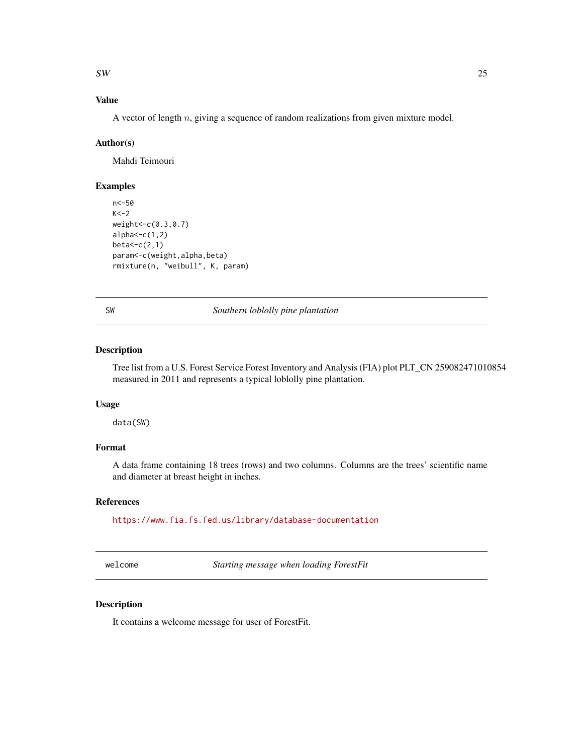## Value

A vector of length $n$, giving a sequence of random realizations from given mixture model.

## Author(s)

Mahdi Teimouri

## Examples

```
n<-50
K<-2
weight<-c(0.3,0.7)
alpha<-c(1,2)
beta<-c(2,1)
param<-c(weight,alpha,beta)
rmixture(n, "weibull", K, param)
```

---

# SW *Southern loblolly pine plantation*

---

## Description

Tree list from a U.S. Forest Service Forest Inventory and Analysis (FIA) plot PLT_CN 259082471010854 measured in 2011 and represents a typical loblolly pine plantation.

## Usage

```
data(SW)
```

## Format

A data frame containing 18 trees (rows) and two columns. Columns are the trees' scientific name and diameter at breast height in inches.

## References

https://www.fia.fs.fed.us/library/database-documentation

---

# welcome *Starting message when loading ForestFit*

---

## Description

It contains a welcome message for user of ForestFit.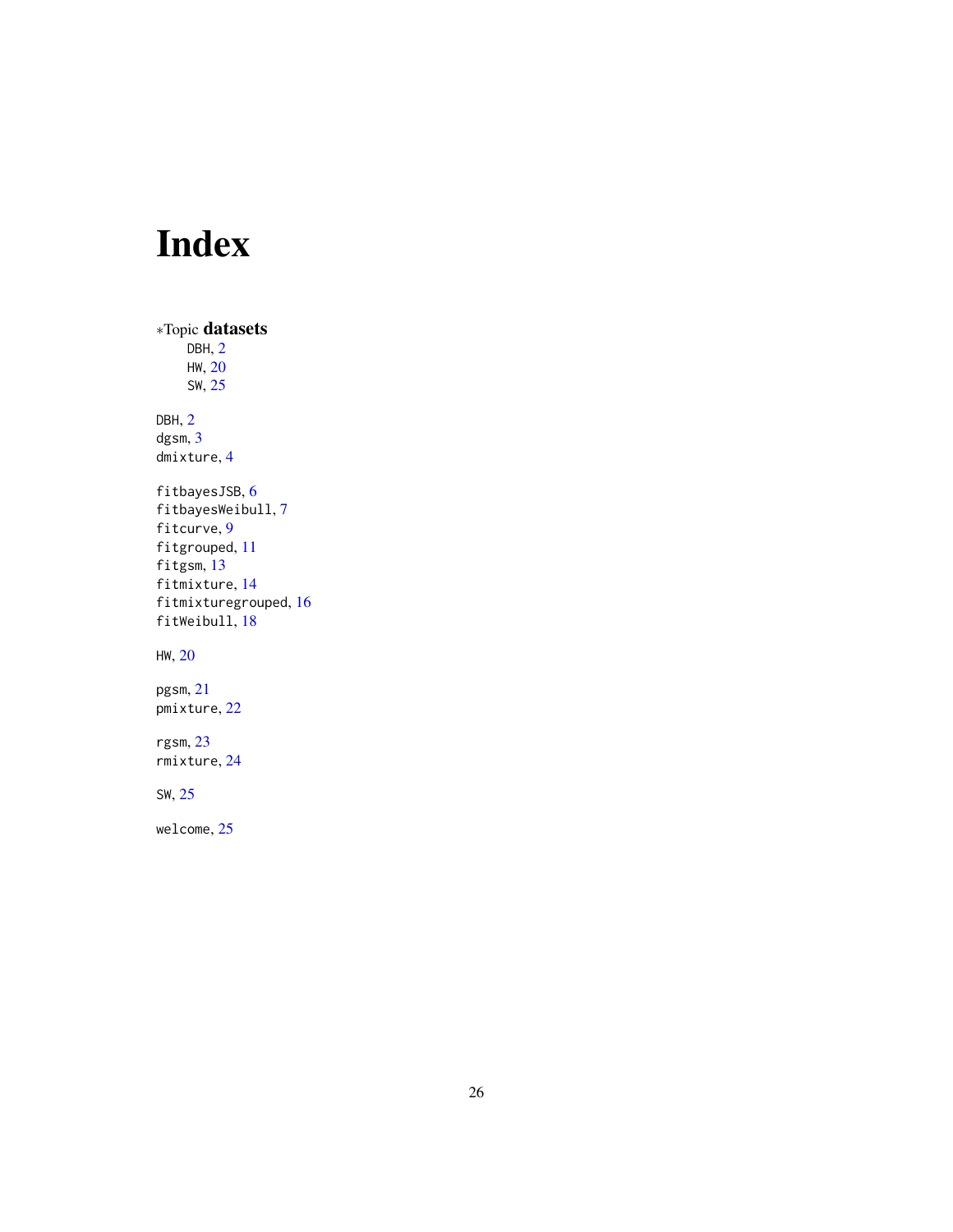# Index

*Topic **datasets**

- DBH, 2
- HW, 20
- SW, 25

DBH, 2
dgsm, 3
dmixture, 4

fitbayesJSB, 6
fitbayesWeibull, 7
fitcurve, 9
fitgrouped, 11
fitgsm, 13
fitmixture, 14
fitmixturegrouped, 16
fitWeibull, 18

HW, 20

pgsm, 21
pmixture, 22

rgsm, 23
rmixture, 24

SW, 25

welcome, 25